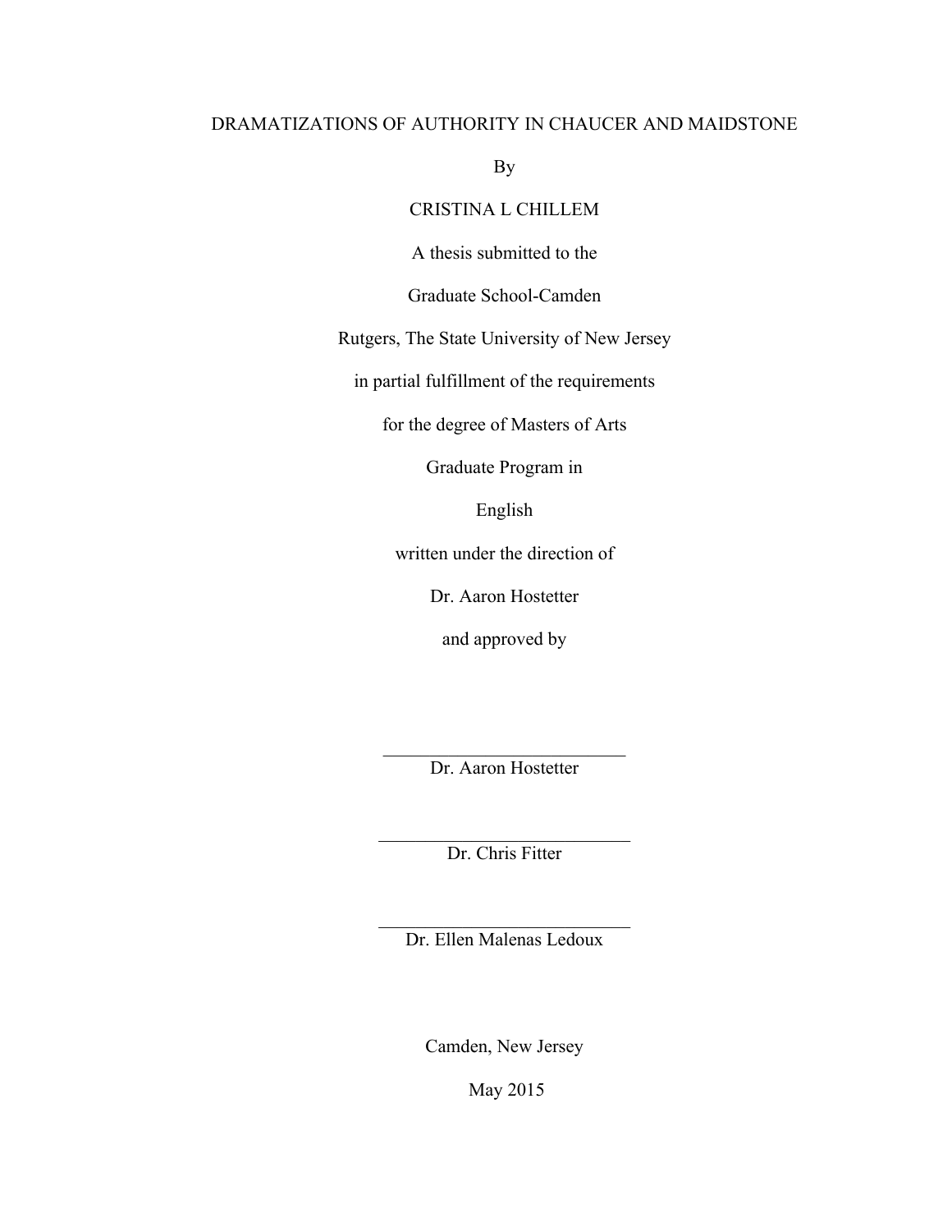# DRAMATIZATIONS OF AUTHORITY IN CHAUCER AND MAIDSTONE

By

CRISTINA L CHILLEM

A thesis submitted to the

Graduate School-Camden

Rutgers, The State University of New Jersey

in partial fulfillment of the requirements

for the degree of Masters of Arts

Graduate Program in

English

written under the direction of

Dr. Aaron Hostetter

and approved by

\_\_\_\_\_\_\_\_\_\_\_\_\_\_\_\_\_\_\_\_\_\_\_\_\_\_\_\_

Dr. Aaron Hostetter

\_\_\_\_\_\_\_\_\_\_\_\_\_\_\_\_\_\_\_\_\_\_\_\_\_\_\_\_

Dr. Chris Fitter

\_\_\_\_\_\_\_\_\_\_\_\_\_\_\_\_\_\_\_\_\_\_\_\_\_\_\_\_

Dr. Ellen Malenas Ledoux

Camden, New Jersey

May 2015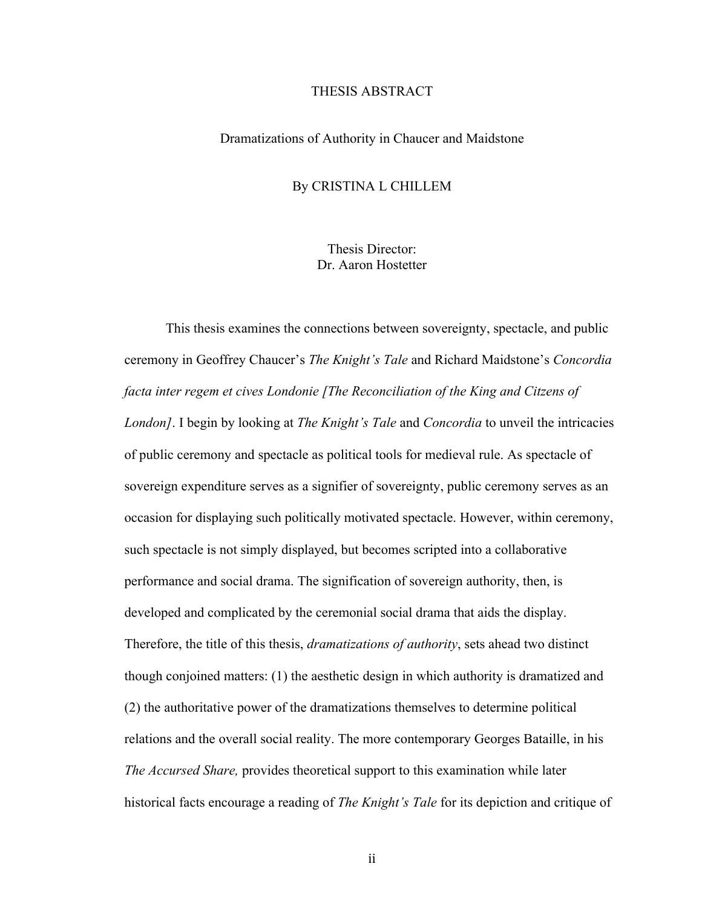# THESIS ABSTRACT

## Dramatizations of Authority in Chaucer and Maidstone

By CRISTINA L CHILLEM

Thesis Director:
Dr. Aaron Hostetter

This thesis examines the connections between sovereignty, spectacle, and public ceremony in Geoffrey Chaucer's *The Knight's Tale* and Richard Maidstone's *Concordia facta inter regem et cives Londonie [The Reconciliation of the King and Citzens of London]*. I begin by looking at *The Knight's Tale* and *Concordia* to unveil the intricacies of public ceremony and spectacle as political tools for medieval rule. As spectacle of sovereign expenditure serves as a signifier of sovereignty, public ceremony serves as an occasion for displaying such politically motivated spectacle. However, within ceremony, such spectacle is not simply displayed, but becomes scripted into a collaborative performance and social drama. The signification of sovereign authority, then, is developed and complicated by the ceremonial social drama that aids the display. Therefore, the title of this thesis, *dramatizations of authority*, sets ahead two distinct though conjoined matters: (1) the aesthetic design in which authority is dramatized and (2) the authoritative power of the dramatizations themselves to determine political relations and the overall social reality. The more contemporary Georges Bataille, in his *The Accursed Share,* provides theoretical support to this examination while later historical facts encourage a reading of *The Knight's Tale* for its depiction and critique of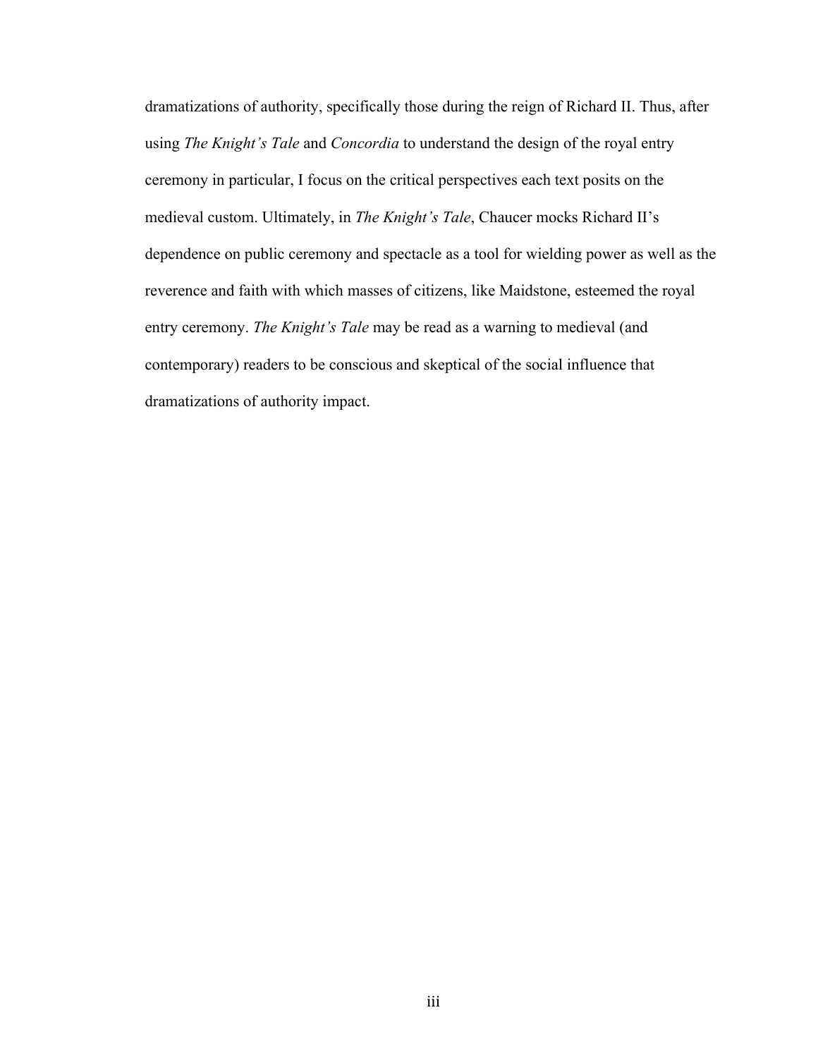dramatizations of authority, specifically those during the reign of Richard II. Thus, after using *The Knight's Tale* and *Concordia* to understand the design of the royal entry ceremony in particular, I focus on the critical perspectives each text posits on the medieval custom. Ultimately, in *The Knight's Tale*, Chaucer mocks Richard II's dependence on public ceremony and spectacle as a tool for wielding power as well as the reverence and faith with which masses of citizens, like Maidstone, esteemed the royal entry ceremony. *The Knight's Tale* may be read as a warning to medieval (and contemporary) readers to be conscious and skeptical of the social influence that dramatizations of authority impact.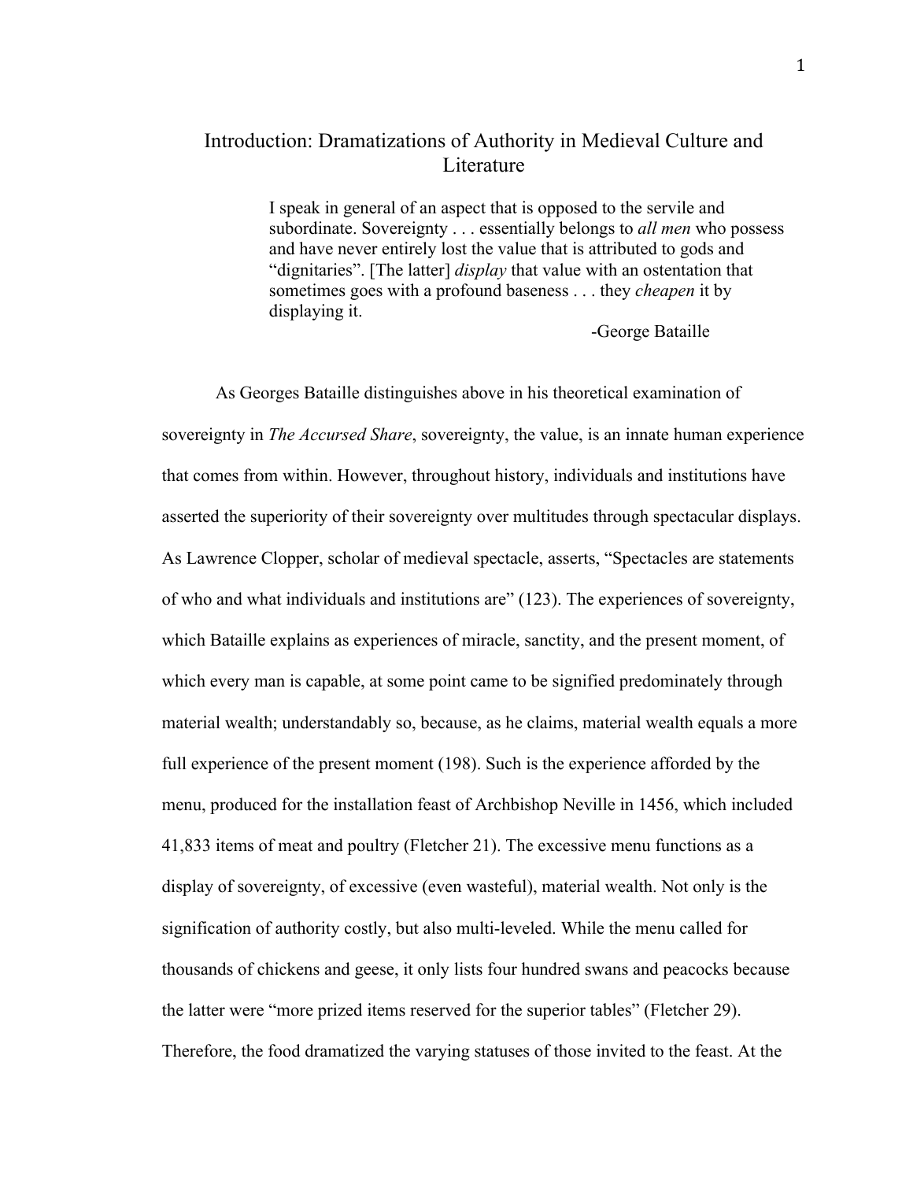# Introduction: Dramatizations of Authority in Medieval Culture and Literature

> I speak in general of an aspect that is opposed to the servile and subordinate. Sovereignty . . . essentially belongs to *all men* who possess and have never entirely lost the value that is attributed to gods and "dignitaries". [The latter] *display* that value with an ostentation that sometimes goes with a profound baseness . . . they *cheapen* it by displaying it.
>
> -George Bataille

As Georges Bataille distinguishes above in his theoretical examination of sovereignty in *The Accursed Share*, sovereignty, the value, is an innate human experience that comes from within. However, throughout history, individuals and institutions have asserted the superiority of their sovereignty over multitudes through spectacular displays. As Lawrence Clopper, scholar of medieval spectacle, asserts, "Spectacles are statements of who and what individuals and institutions are" (123). The experiences of sovereignty, which Bataille explains as experiences of miracle, sanctity, and the present moment, of which every man is capable, at some point came to be signified predominately through material wealth; understandably so, because, as he claims, material wealth equals a more full experience of the present moment (198). Such is the experience afforded by the menu, produced for the installation feast of Archbishop Neville in 1456, which included 41,833 items of meat and poultry (Fletcher 21). The excessive menu functions as a display of sovereignty, of excessive (even wasteful), material wealth. Not only is the signification of authority costly, but also multi-leveled. While the menu called for thousands of chickens and geese, it only lists four hundred swans and peacocks because the latter were "more prized items reserved for the superior tables" (Fletcher 29). Therefore, the food dramatized the varying statuses of those invited to the feast. At the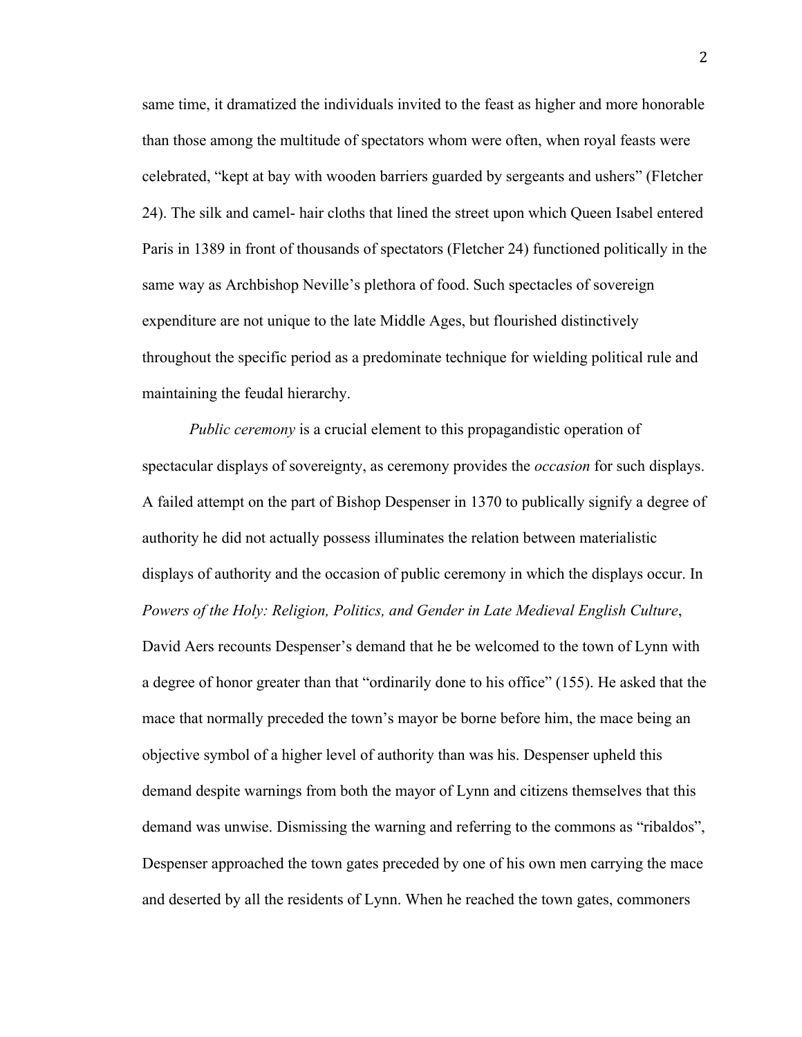same time, it dramatized the individuals invited to the feast as higher and more honorable than those among the multitude of spectators whom were often, when royal feasts were celebrated, "kept at bay with wooden barriers guarded by sergeants and ushers" (Fletcher 24). The silk and camel- hair cloths that lined the street upon which Queen Isabel entered Paris in 1389 in front of thousands of spectators (Fletcher 24) functioned politically in the same way as Archbishop Neville's plethora of food. Such spectacles of sovereign expenditure are not unique to the late Middle Ages, but flourished distinctively throughout the specific period as a predominate technique for wielding political rule and maintaining the feudal hierarchy.

*Public ceremony* is a crucial element to this propagandistic operation of spectacular displays of sovereignty, as ceremony provides the *occasion* for such displays. A failed attempt on the part of Bishop Despenser in 1370 to publically signify a degree of authority he did not actually possess illuminates the relation between materialistic displays of authority and the occasion of public ceremony in which the displays occur. In *Powers of the Holy: Religion, Politics, and Gender in Late Medieval English Culture*, David Aers recounts Despenser's demand that he be welcomed to the town of Lynn with a degree of honor greater than that "ordinarily done to his office" (155). He asked that the mace that normally preceded the town's mayor be borne before him, the mace being an objective symbol of a higher level of authority than was his. Despenser upheld this demand despite warnings from both the mayor of Lynn and citizens themselves that this demand was unwise. Dismissing the warning and referring to the commons as "ribaldos", Despenser approached the town gates preceded by one of his own men carrying the mace and deserted by all the residents of Lynn. When he reached the town gates, commoners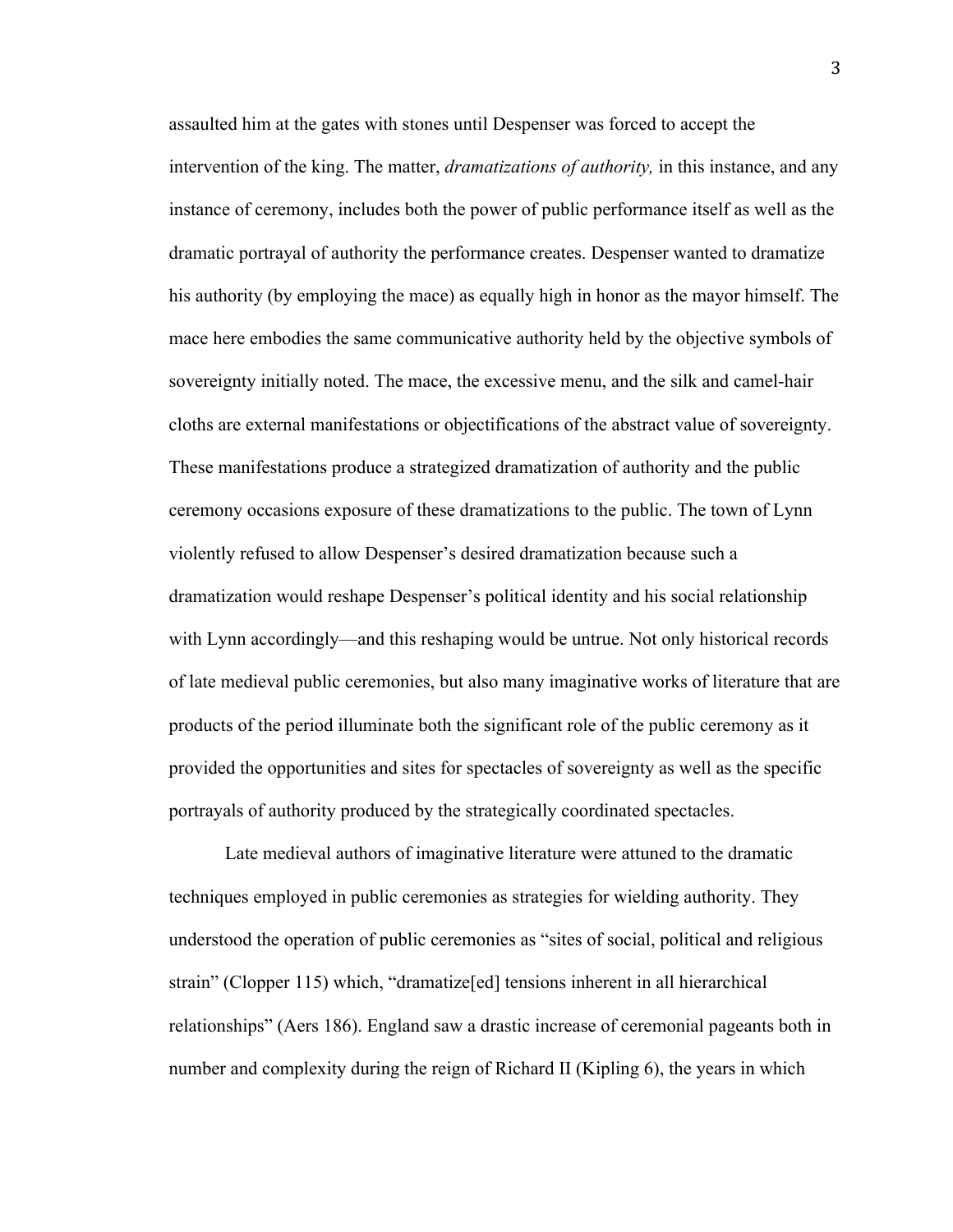assaulted him at the gates with stones until Despenser was forced to accept the intervention of the king. The matter, *dramatizations of authority,* in this instance, and any instance of ceremony, includes both the power of public performance itself as well as the dramatic portrayal of authority the performance creates. Despenser wanted to dramatize his authority (by employing the mace) as equally high in honor as the mayor himself. The mace here embodies the same communicative authority held by the objective symbols of sovereignty initially noted. The mace, the excessive menu, and the silk and camel-hair cloths are external manifestations or objectifications of the abstract value of sovereignty. These manifestations produce a strategized dramatization of authority and the public ceremony occasions exposure of these dramatizations to the public. The town of Lynn violently refused to allow Despenser's desired dramatization because such a dramatization would reshape Despenser's political identity and his social relationship with Lynn accordingly—and this reshaping would be untrue. Not only historical records of late medieval public ceremonies, but also many imaginative works of literature that are products of the period illuminate both the significant role of the public ceremony as it provided the opportunities and sites for spectacles of sovereignty as well as the specific portrayals of authority produced by the strategically coordinated spectacles.

Late medieval authors of imaginative literature were attuned to the dramatic techniques employed in public ceremonies as strategies for wielding authority. They understood the operation of public ceremonies as "sites of social, political and religious strain" (Clopper 115) which, "dramatize[ed] tensions inherent in all hierarchical relationships" (Aers 186). England saw a drastic increase of ceremonial pageants both in number and complexity during the reign of Richard II (Kipling 6), the years in which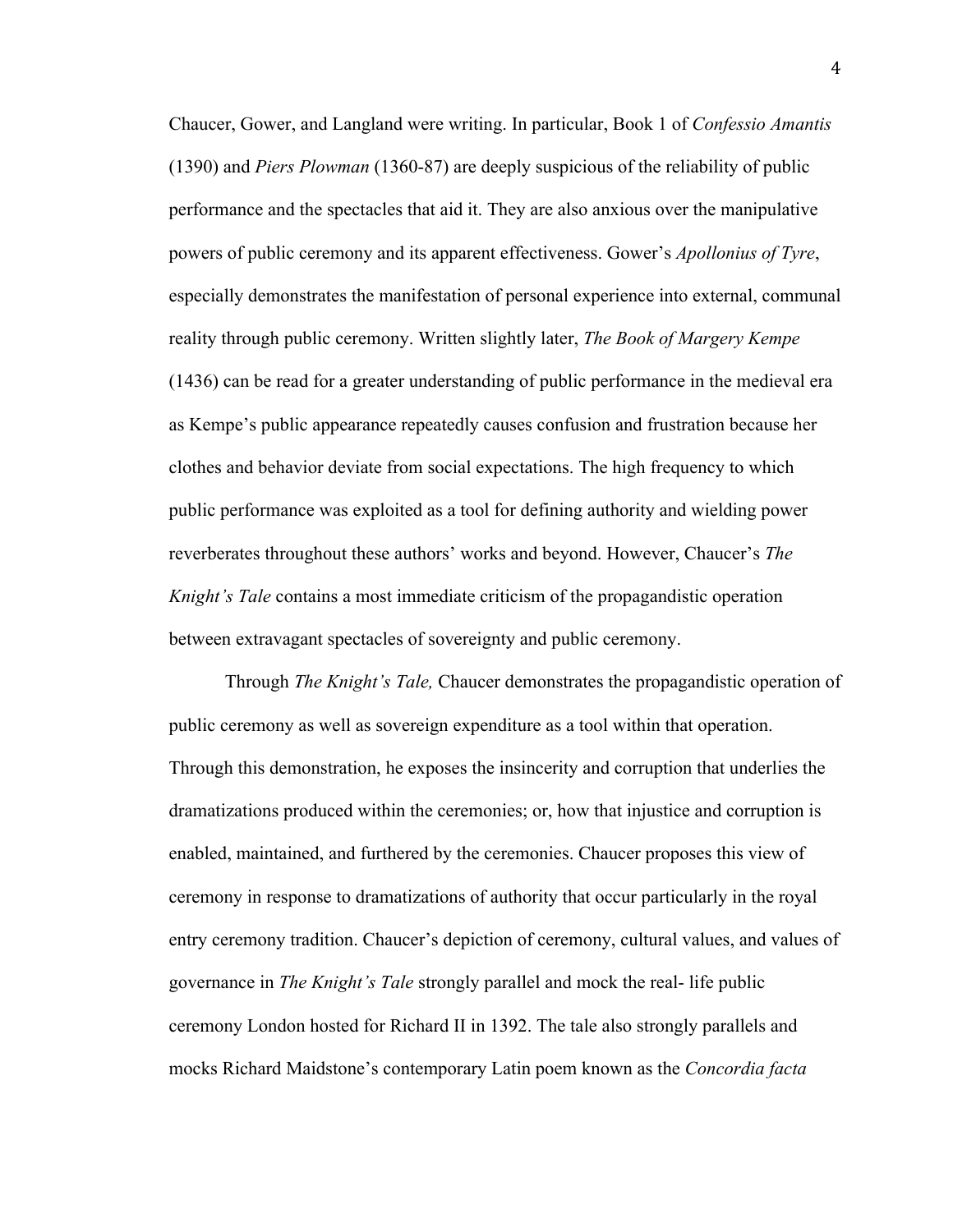Chaucer, Gower, and Langland were writing. In particular, Book 1 of *Confessio Amantis* (1390) and *Piers Plowman* (1360-87) are deeply suspicious of the reliability of public performance and the spectacles that aid it. They are also anxious over the manipulative powers of public ceremony and its apparent effectiveness. Gower's *Apollonius of Tyre*, especially demonstrates the manifestation of personal experience into external, communal reality through public ceremony. Written slightly later, *The Book of Margery Kempe* (1436) can be read for a greater understanding of public performance in the medieval era as Kempe's public appearance repeatedly causes confusion and frustration because her clothes and behavior deviate from social expectations. The high frequency to which public performance was exploited as a tool for defining authority and wielding power reverberates throughout these authors' works and beyond. However, Chaucer's *The Knight's Tale* contains a most immediate criticism of the propagandistic operation between extravagant spectacles of sovereignty and public ceremony.

Through *The Knight's Tale,* Chaucer demonstrates the propagandistic operation of public ceremony as well as sovereign expenditure as a tool within that operation. Through this demonstration, he exposes the insincerity and corruption that underlies the dramatizations produced within the ceremonies; or, how that injustice and corruption is enabled, maintained, and furthered by the ceremonies. Chaucer proposes this view of ceremony in response to dramatizations of authority that occur particularly in the royal entry ceremony tradition. Chaucer's depiction of ceremony, cultural values, and values of governance in *The Knight's Tale* strongly parallel and mock the real- life public ceremony London hosted for Richard II in 1392. The tale also strongly parallels and mocks Richard Maidstone's contemporary Latin poem known as the *Concordia facta*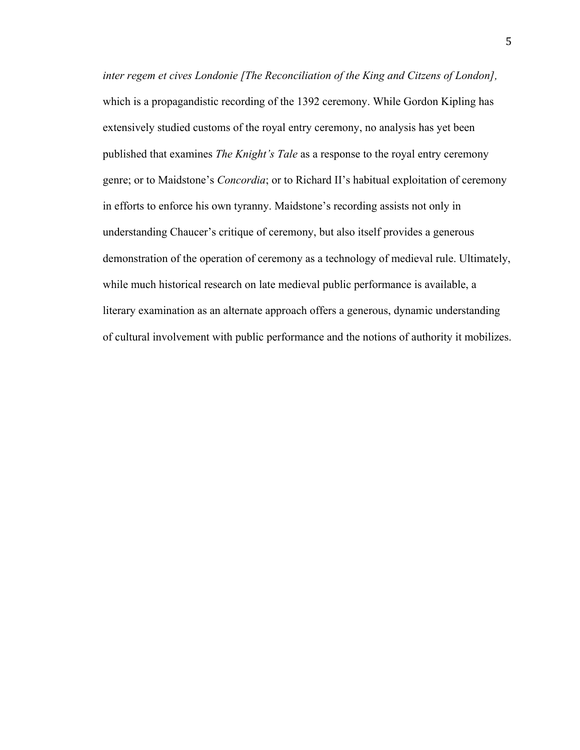*inter regem et cives Londonie [The Reconciliation of the King and Citzens of London],* which is a propagandistic recording of the 1392 ceremony. While Gordon Kipling has extensively studied customs of the royal entry ceremony, no analysis has yet been published that examines *The Knight's Tale* as a response to the royal entry ceremony genre; or to Maidstone's *Concordia*; or to Richard II's habitual exploitation of ceremony in efforts to enforce his own tyranny. Maidstone's recording assists not only in understanding Chaucer's critique of ceremony, but also itself provides a generous demonstration of the operation of ceremony as a technology of medieval rule. Ultimately, while much historical research on late medieval public performance is available, a literary examination as an alternate approach offers a generous, dynamic understanding of cultural involvement with public performance and the notions of authority it mobilizes.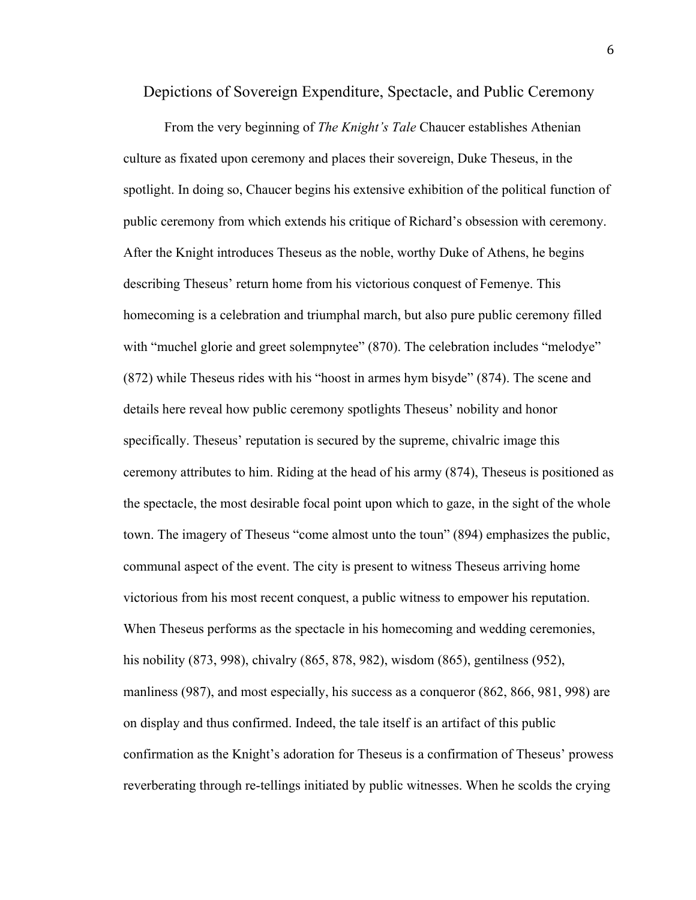## Depictions of Sovereign Expenditure, Spectacle, and Public Ceremony

From the very beginning of *The Knight's Tale* Chaucer establishes Athenian culture as fixated upon ceremony and places their sovereign, Duke Theseus, in the spotlight. In doing so, Chaucer begins his extensive exhibition of the political function of public ceremony from which extends his critique of Richard's obsession with ceremony. After the Knight introduces Theseus as the noble, worthy Duke of Athens, he begins describing Theseus' return home from his victorious conquest of Femenye. This homecoming is a celebration and triumphal march, but also pure public ceremony filled with "muchel glorie and greet solempnytee" (870). The celebration includes "melodye" (872) while Theseus rides with his "hoost in armes hym bisyde" (874). The scene and details here reveal how public ceremony spotlights Theseus' nobility and honor specifically. Theseus' reputation is secured by the supreme, chivalric image this ceremony attributes to him. Riding at the head of his army (874), Theseus is positioned as the spectacle, the most desirable focal point upon which to gaze, in the sight of the whole town. The imagery of Theseus "come almost unto the toun" (894) emphasizes the public, communal aspect of the event. The city is present to witness Theseus arriving home victorious from his most recent conquest, a public witness to empower his reputation. When Theseus performs as the spectacle in his homecoming and wedding ceremonies, his nobility (873, 998), chivalry (865, 878, 982), wisdom (865), gentilness (952), manliness (987), and most especially, his success as a conqueror (862, 866, 981, 998) are on display and thus confirmed. Indeed, the tale itself is an artifact of this public confirmation as the Knight's adoration for Theseus is a confirmation of Theseus' prowess reverberating through re-tellings initiated by public witnesses. When he scolds the crying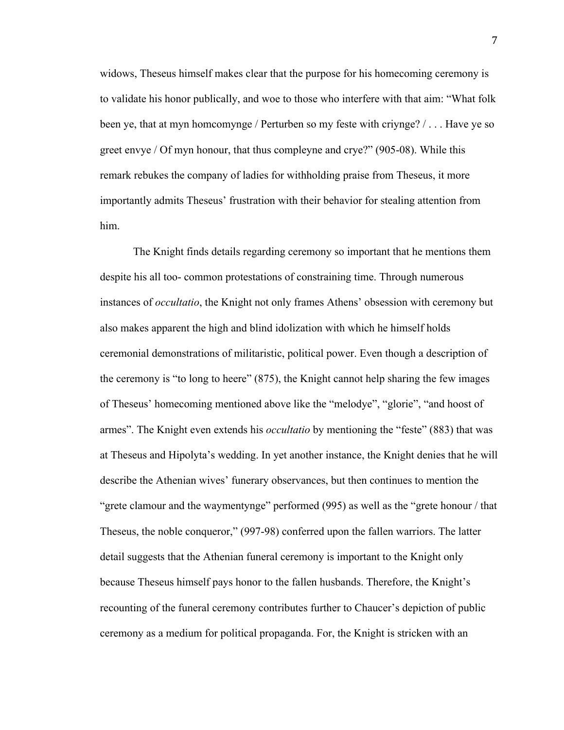widows, Theseus himself makes clear that the purpose for his homecoming ceremony is to validate his honor publically, and woe to those who interfere with that aim: "What folk been ye, that at myn homcomynge / Perturben so my feste with criynge? / . . . Have ye so greet envye / Of myn honour, that thus compleyne and crye?" (905-08). While this remark rebukes the company of ladies for withholding praise from Theseus, it more importantly admits Theseus' frustration with their behavior for stealing attention from him.

The Knight finds details regarding ceremony so important that he mentions them despite his all too- common protestations of constraining time. Through numerous instances of *occultatio*, the Knight not only frames Athens' obsession with ceremony but also makes apparent the high and blind idolization with which he himself holds ceremonial demonstrations of militaristic, political power. Even though a description of the ceremony is "to long to heere" (875), the Knight cannot help sharing the few images of Theseus' homecoming mentioned above like the "melodye", "glorie", "and hoost of armes". The Knight even extends his *occultatio* by mentioning the "feste" (883) that was at Theseus and Hipolyta's wedding. In yet another instance, the Knight denies that he will describe the Athenian wives' funerary observances, but then continues to mention the "grete clamour and the waymentynge" performed (995) as well as the "grete honour / that Theseus, the noble conqueror," (997-98) conferred upon the fallen warriors. The latter detail suggests that the Athenian funeral ceremony is important to the Knight only because Theseus himself pays honor to the fallen husbands. Therefore, the Knight's recounting of the funeral ceremony contributes further to Chaucer's depiction of public ceremony as a medium for political propaganda. For, the Knight is stricken with an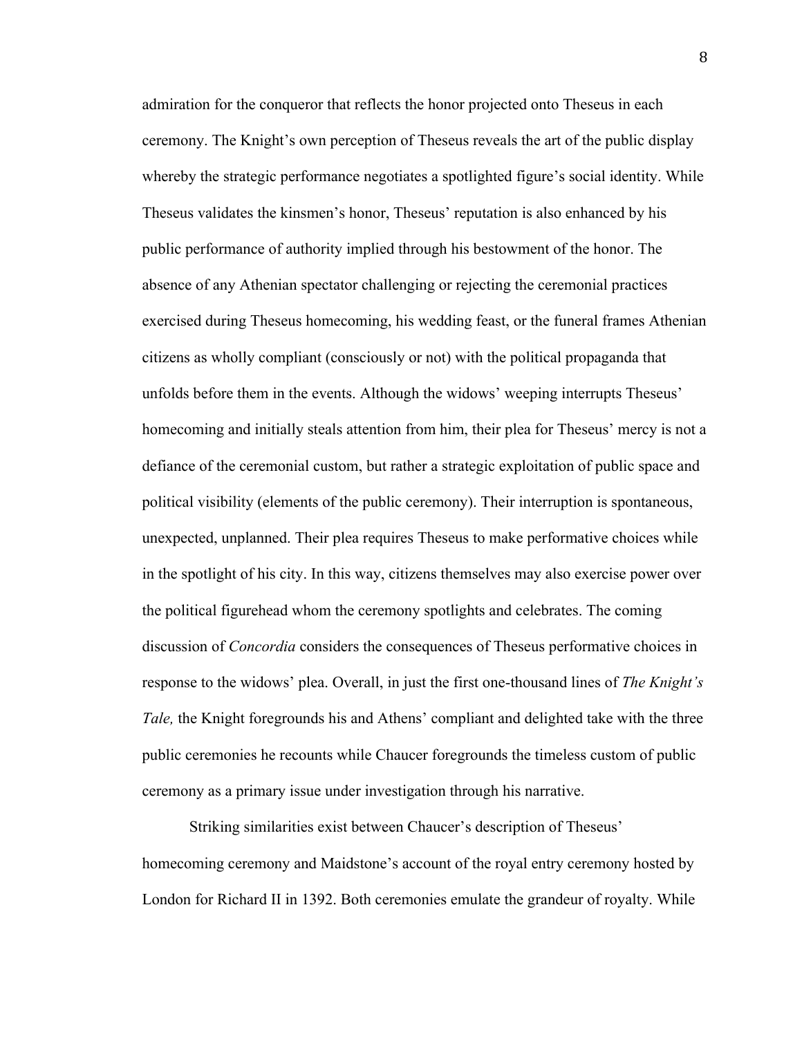admiration for the conqueror that reflects the honor projected onto Theseus in each ceremony. The Knight's own perception of Theseus reveals the art of the public display whereby the strategic performance negotiates a spotlighted figure's social identity. While Theseus validates the kinsmen's honor, Theseus' reputation is also enhanced by his public performance of authority implied through his bestowment of the honor. The absence of any Athenian spectator challenging or rejecting the ceremonial practices exercised during Theseus homecoming, his wedding feast, or the funeral frames Athenian citizens as wholly compliant (consciously or not) with the political propaganda that unfolds before them in the events. Although the widows' weeping interrupts Theseus' homecoming and initially steals attention from him, their plea for Theseus' mercy is not a defiance of the ceremonial custom, but rather a strategic exploitation of public space and political visibility (elements of the public ceremony). Their interruption is spontaneous, unexpected, unplanned. Their plea requires Theseus to make performative choices while in the spotlight of his city. In this way, citizens themselves may also exercise power over the political figurehead whom the ceremony spotlights and celebrates. The coming discussion of *Concordia* considers the consequences of Theseus performative choices in response to the widows' plea. Overall, in just the first one-thousand lines of *The Knight's Tale,* the Knight foregrounds his and Athens' compliant and delighted take with the three public ceremonies he recounts while Chaucer foregrounds the timeless custom of public ceremony as a primary issue under investigation through his narrative.

Striking similarities exist between Chaucer's description of Theseus' homecoming ceremony and Maidstone's account of the royal entry ceremony hosted by London for Richard II in 1392. Both ceremonies emulate the grandeur of royalty. While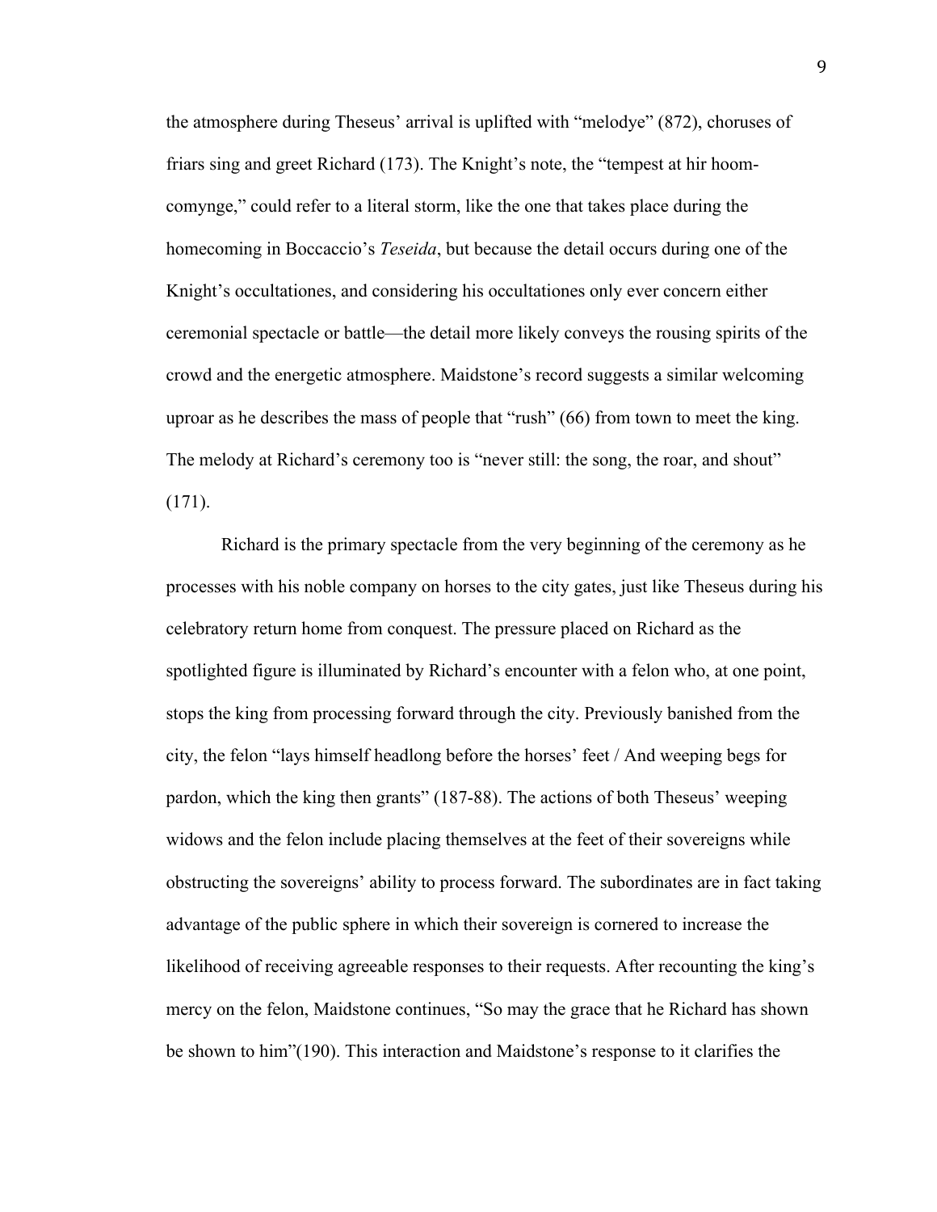the atmosphere during Theseus' arrival is uplifted with "melodye" (872), choruses of friars sing and greet Richard (173). The Knight's note, the "tempest at hir hoom-comynge," could refer to a literal storm, like the one that takes place during the homecoming in Boccaccio's *Teseida*, but because the detail occurs during one of the Knight's occultationes, and considering his occultationes only ever concern either ceremonial spectacle or battle—the detail more likely conveys the rousing spirits of the crowd and the energetic atmosphere. Maidstone's record suggests a similar welcoming uproar as he describes the mass of people that "rush" (66) from town to meet the king. The melody at Richard's ceremony too is "never still: the song, the roar, and shout" (171).

Richard is the primary spectacle from the very beginning of the ceremony as he processes with his noble company on horses to the city gates, just like Theseus during his celebratory return home from conquest. The pressure placed on Richard as the spotlighted figure is illuminated by Richard's encounter with a felon who, at one point, stops the king from processing forward through the city. Previously banished from the city, the felon "lays himself headlong before the horses' feet / And weeping begs for pardon, which the king then grants" (187-88). The actions of both Theseus' weeping widows and the felon include placing themselves at the feet of their sovereigns while obstructing the sovereigns' ability to process forward. The subordinates are in fact taking advantage of the public sphere in which their sovereign is cornered to increase the likelihood of receiving agreeable responses to their requests. After recounting the king's mercy on the felon, Maidstone continues, "So may the grace that he Richard has shown be shown to him"(190). This interaction and Maidstone's response to it clarifies the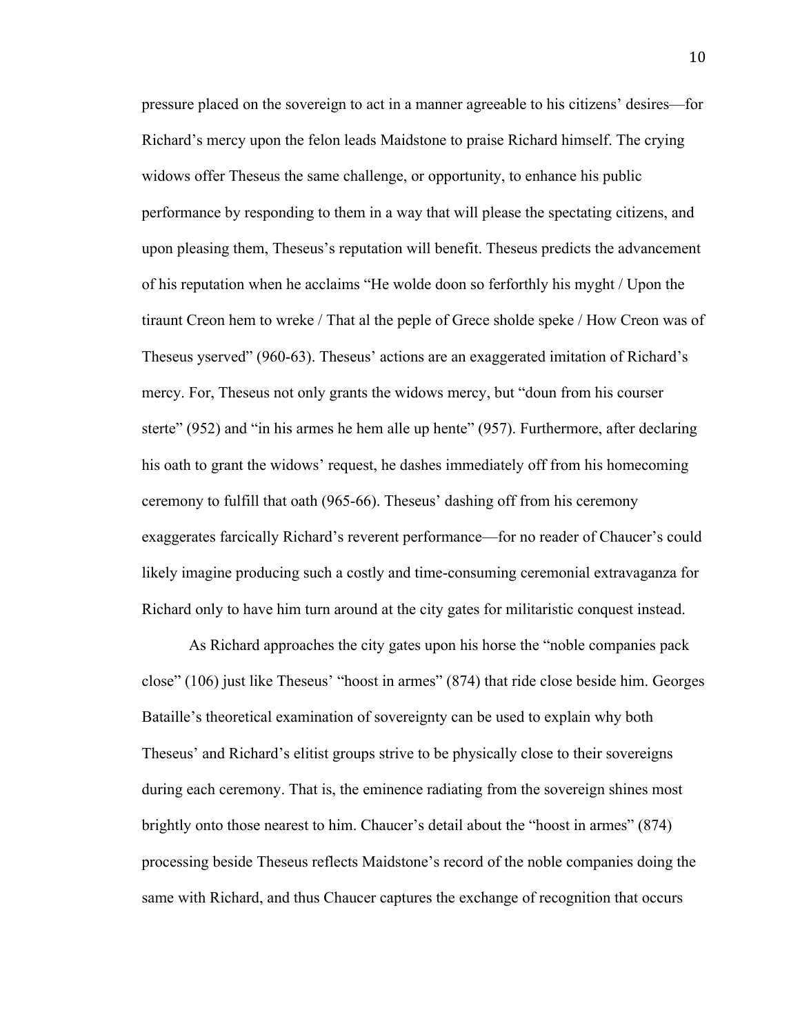pressure placed on the sovereign to act in a manner agreeable to his citizens' desires—for Richard's mercy upon the felon leads Maidstone to praise Richard himself. The crying widows offer Theseus the same challenge, or opportunity, to enhance his public performance by responding to them in a way that will please the spectating citizens, and upon pleasing them, Theseus's reputation will benefit. Theseus predicts the advancement of his reputation when he acclaims "He wolde doon so ferforthly his myght / Upon the tiraunt Creon hem to wreke / That al the peple of Grece sholde speke / How Creon was of Theseus yserved" (960-63). Theseus' actions are an exaggerated imitation of Richard's mercy. For, Theseus not only grants the widows mercy, but "doun from his courser sterte" (952) and "in his armes he hem alle up hente" (957). Furthermore, after declaring his oath to grant the widows' request, he dashes immediately off from his homecoming ceremony to fulfill that oath (965-66). Theseus' dashing off from his ceremony exaggerates farcically Richard's reverent performance—for no reader of Chaucer's could likely imagine producing such a costly and time-consuming ceremonial extravaganza for Richard only to have him turn around at the city gates for militaristic conquest instead.

As Richard approaches the city gates upon his horse the "noble companies pack close" (106) just like Theseus' "hoost in armes" (874) that ride close beside him. Georges Bataille's theoretical examination of sovereignty can be used to explain why both Theseus' and Richard's elitist groups strive to be physically close to their sovereigns during each ceremony. That is, the eminence radiating from the sovereign shines most brightly onto those nearest to him. Chaucer's detail about the "hoost in armes" (874) processing beside Theseus reflects Maidstone's record of the noble companies doing the same with Richard, and thus Chaucer captures the exchange of recognition that occurs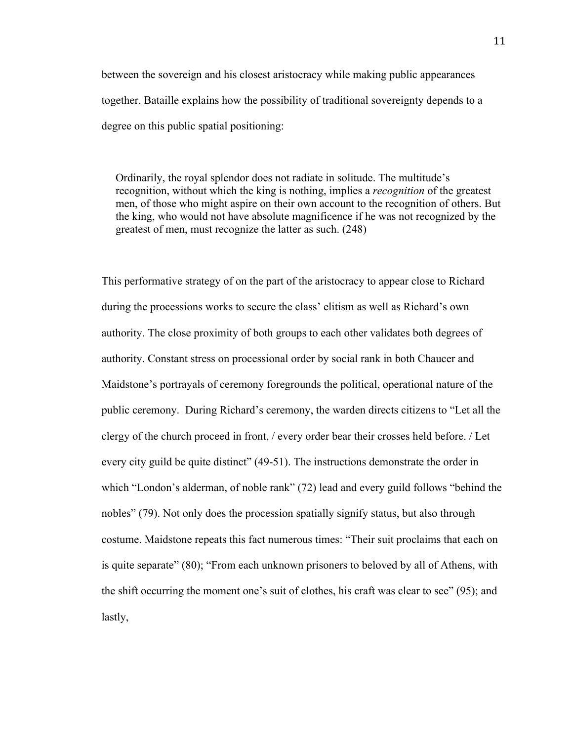between the sovereign and his closest aristocracy while making public appearances together. Bataille explains how the possibility of traditional sovereignty depends to a degree on this public spatial positioning:

> Ordinarily, the royal splendor does not radiate in solitude. The multitude's recognition, without which the king is nothing, implies a *recognition* of the greatest men, of those who might aspire on their own account to the recognition of others. But the king, who would not have absolute magnificence if he was not recognized by the greatest of men, must recognize the latter as such. (248)

This performative strategy of on the part of the aristocracy to appear close to Richard during the processions works to secure the class' elitism as well as Richard's own authority. The close proximity of both groups to each other validates both degrees of authority. Constant stress on processional order by social rank in both Chaucer and Maidstone's portrayals of ceremony foregrounds the political, operational nature of the public ceremony. During Richard's ceremony, the warden directs citizens to "Let all the clergy of the church proceed in front, / every order bear their crosses held before. / Let every city guild be quite distinct" (49-51). The instructions demonstrate the order in which "London's alderman, of noble rank" (72) lead and every guild follows "behind the nobles" (79). Not only does the procession spatially signify status, but also through costume. Maidstone repeats this fact numerous times: "Their suit proclaims that each on is quite separate" (80); "From each unknown prisoners to beloved by all of Athens, with the shift occurring the moment one's suit of clothes, his craft was clear to see" (95); and lastly,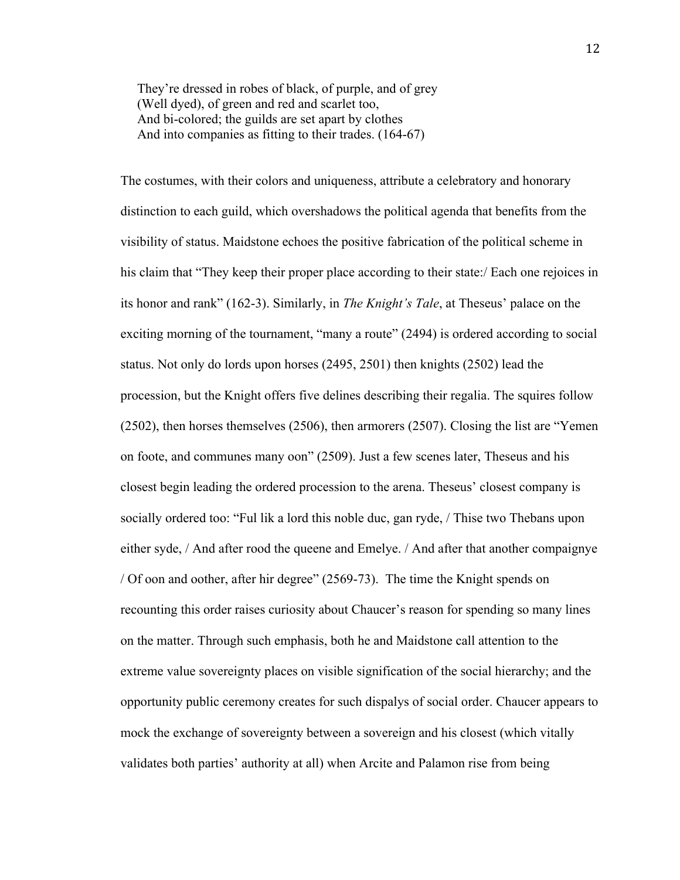> They're dressed in robes of black, of purple, and of grey
> (Well dyed), of green and red and scarlet too,
> And bi-colored; the guilds are set apart by clothes
> And into companies as fitting to their trades. (164-67)

The costumes, with their colors and uniqueness, attribute a celebratory and honorary distinction to each guild, which overshadows the political agenda that benefits from the visibility of status. Maidstone echoes the positive fabrication of the political scheme in his claim that "They keep their proper place according to their state:/ Each one rejoices in its honor and rank" (162-3). Similarly, in *The Knight's Tale*, at Theseus' palace on the exciting morning of the tournament, "many a route" (2494) is ordered according to social status. Not only do lords upon horses (2495, 2501) then knights (2502) lead the procession, but the Knight offers five delines describing their regalia. The squires follow (2502), then horses themselves (2506), then armorers (2507). Closing the list are "Yemen on foote, and communes many oon" (2509). Just a few scenes later, Theseus and his closest begin leading the ordered procession to the arena. Theseus' closest company is socially ordered too: "Ful lik a lord this noble duc, gan ryde, / Thise two Thebans upon either syde, / And after rood the queene and Emelye. / And after that another compaignye / Of oon and oother, after hir degree" (2569-73). The time the Knight spends on recounting this order raises curiosity about Chaucer's reason for spending so many lines on the matter. Through such emphasis, both he and Maidstone call attention to the extreme value sovereignty places on visible signification of the social hierarchy; and the opportunity public ceremony creates for such dispalys of social order. Chaucer appears to mock the exchange of sovereignty between a sovereign and his closest (which vitally validates both parties' authority at all) when Arcite and Palamon rise from being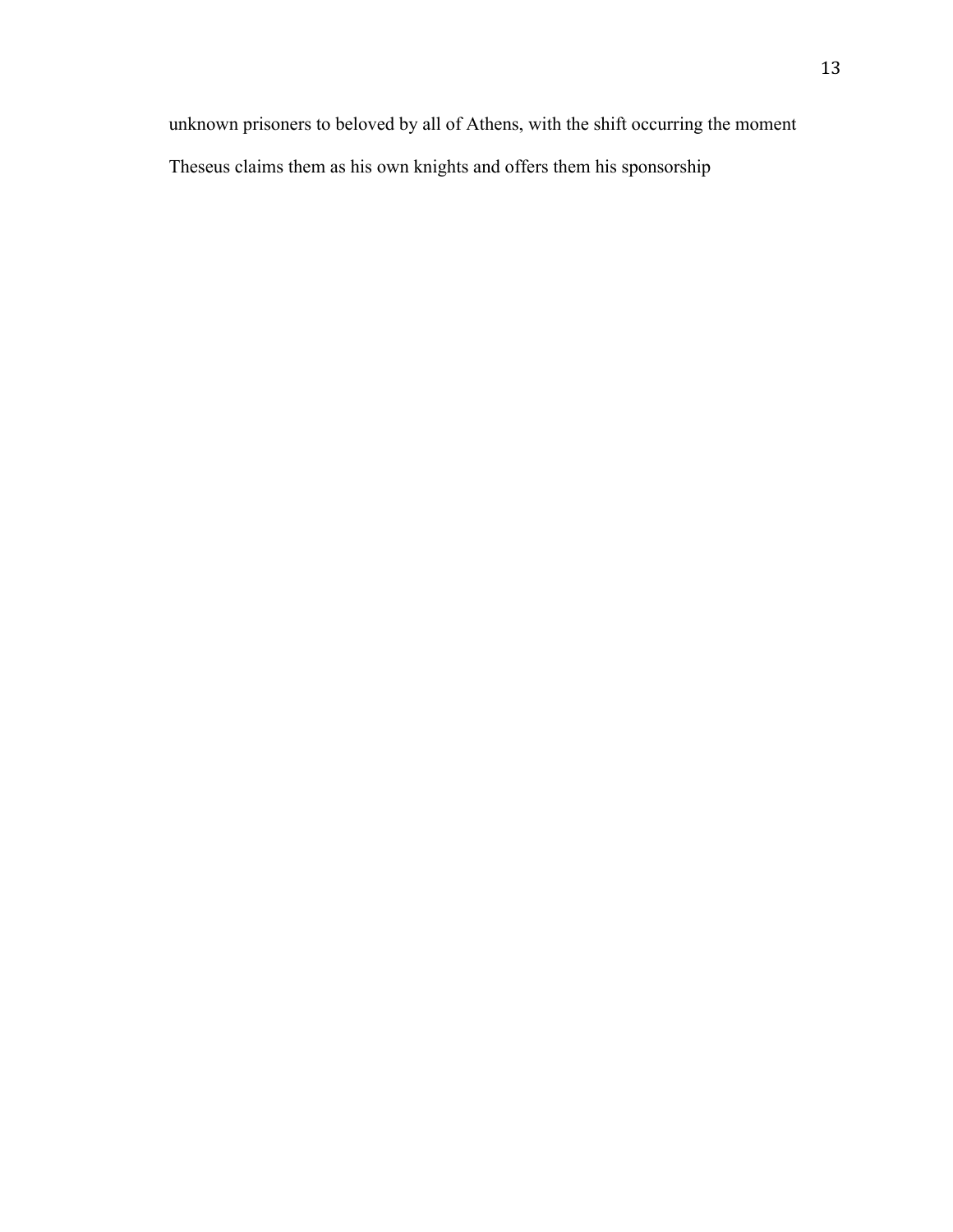unknown prisoners to beloved by all of Athens, with the shift occurring the moment Theseus claims them as his own knights and offers them his sponsorship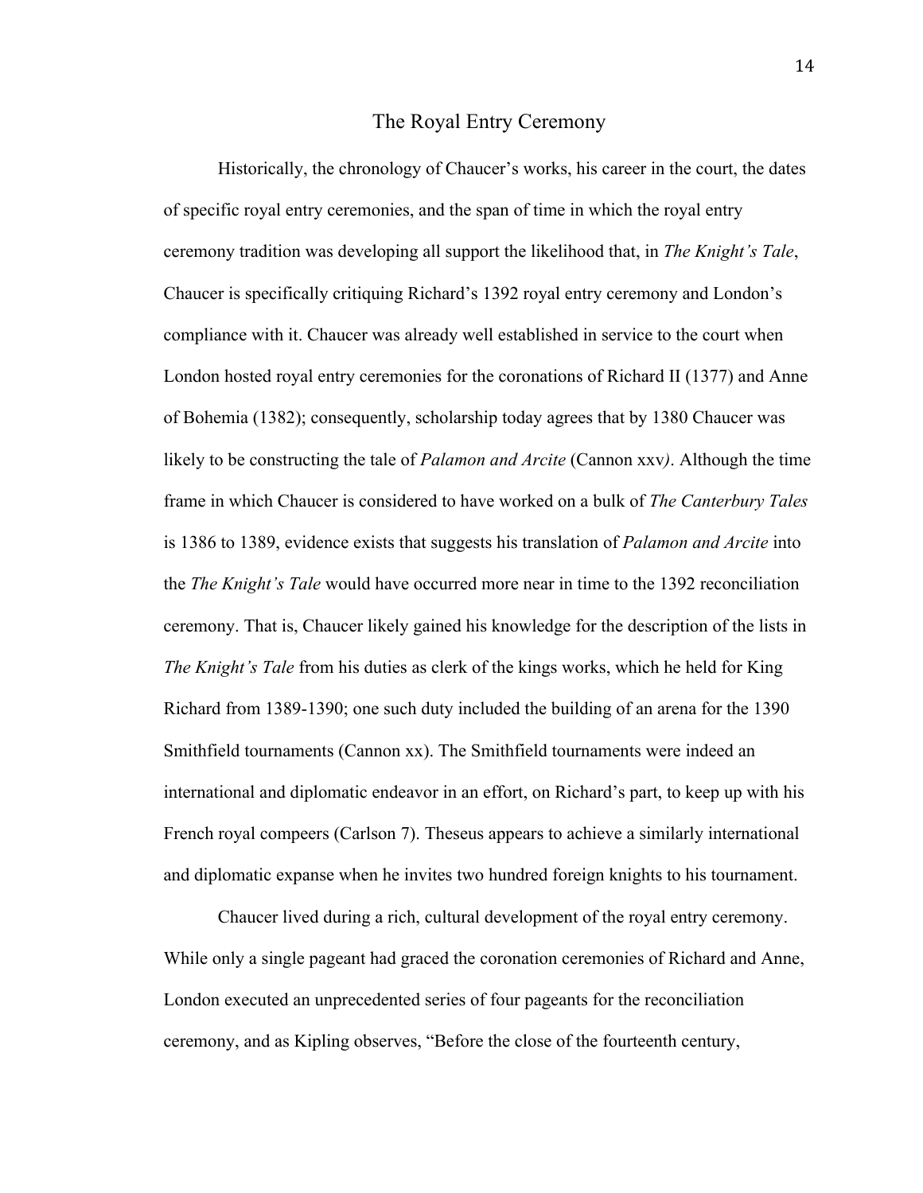## The Royal Entry Ceremony

Historically, the chronology of Chaucer's works, his career in the court, the dates of specific royal entry ceremonies, and the span of time in which the royal entry ceremony tradition was developing all support the likelihood that, in *The Knight's Tale*, Chaucer is specifically critiquing Richard's 1392 royal entry ceremony and London's compliance with it. Chaucer was already well established in service to the court when London hosted royal entry ceremonies for the coronations of Richard II (1377) and Anne of Bohemia (1382); consequently, scholarship today agrees that by 1380 Chaucer was likely to be constructing the tale of *Palamon and Arcite* (Cannon xxv*)*. Although the time frame in which Chaucer is considered to have worked on a bulk of *The Canterbury Tales* is 1386 to 1389, evidence exists that suggests his translation of *Palamon and Arcite* into the *The Knight's Tale* would have occurred more near in time to the 1392 reconciliation ceremony. That is, Chaucer likely gained his knowledge for the description of the lists in *The Knight's Tale* from his duties as clerk of the kings works, which he held for King Richard from 1389-1390; one such duty included the building of an arena for the 1390 Smithfield tournaments (Cannon xx). The Smithfield tournaments were indeed an international and diplomatic endeavor in an effort, on Richard's part, to keep up with his French royal compeers (Carlson 7). Theseus appears to achieve a similarly international and diplomatic expanse when he invites two hundred foreign knights to his tournament.

Chaucer lived during a rich, cultural development of the royal entry ceremony. While only a single pageant had graced the coronation ceremonies of Richard and Anne, London executed an unprecedented series of four pageants for the reconciliation ceremony, and as Kipling observes, "Before the close of the fourteenth century,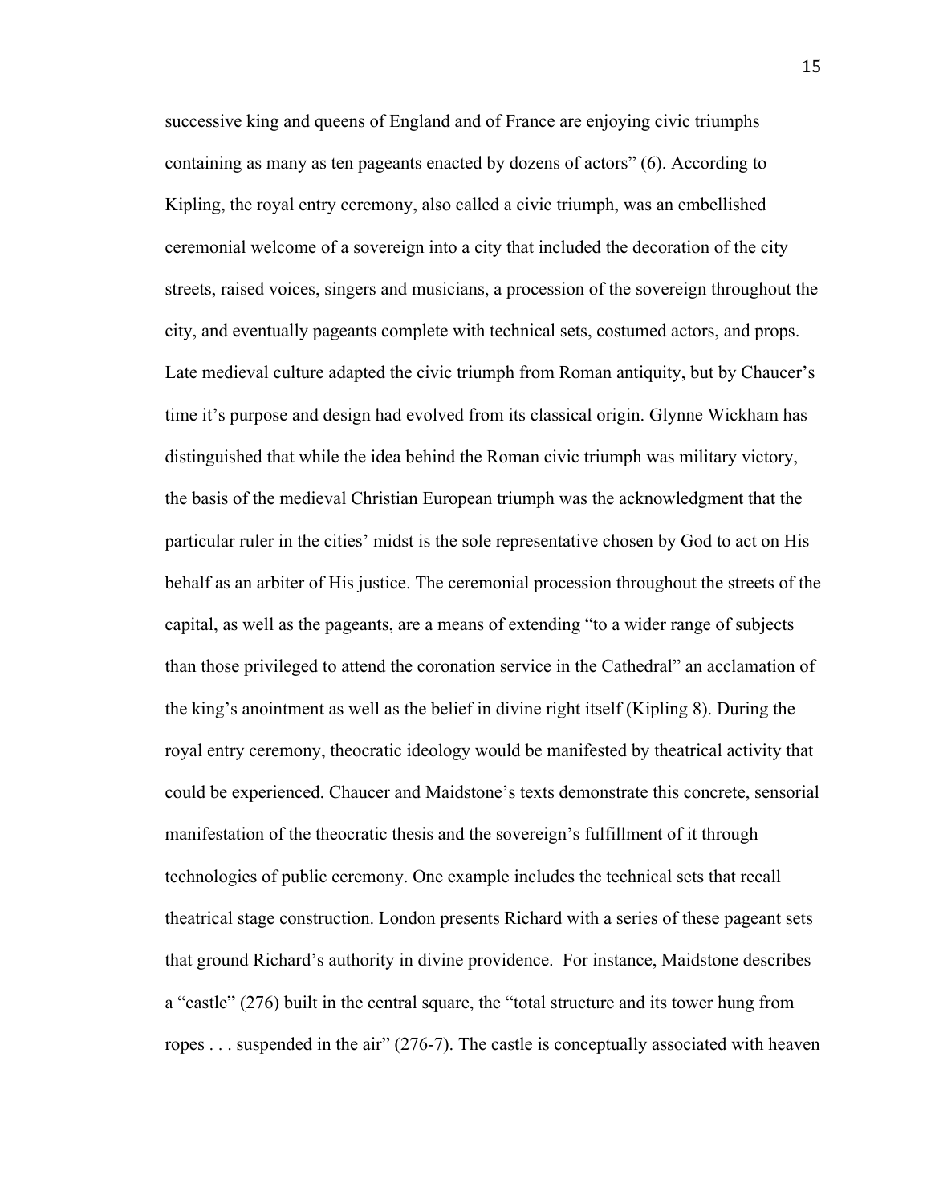successive king and queens of England and of France are enjoying civic triumphs containing as many as ten pageants enacted by dozens of actors" (6). According to Kipling, the royal entry ceremony, also called a civic triumph, was an embellished ceremonial welcome of a sovereign into a city that included the decoration of the city streets, raised voices, singers and musicians, a procession of the sovereign throughout the city, and eventually pageants complete with technical sets, costumed actors, and props. Late medieval culture adapted the civic triumph from Roman antiquity, but by Chaucer's time it's purpose and design had evolved from its classical origin. Glynne Wickham has distinguished that while the idea behind the Roman civic triumph was military victory, the basis of the medieval Christian European triumph was the acknowledgment that the particular ruler in the cities' midst is the sole representative chosen by God to act on His behalf as an arbiter of His justice. The ceremonial procession throughout the streets of the capital, as well as the pageants, are a means of extending "to a wider range of subjects than those privileged to attend the coronation service in the Cathedral" an acclamation of the king's anointment as well as the belief in divine right itself (Kipling 8). During the royal entry ceremony, theocratic ideology would be manifested by theatrical activity that could be experienced. Chaucer and Maidstone's texts demonstrate this concrete, sensorial manifestation of the theocratic thesis and the sovereign's fulfillment of it through technologies of public ceremony. One example includes the technical sets that recall theatrical stage construction. London presents Richard with a series of these pageant sets that ground Richard's authority in divine providence. For instance, Maidstone describes a "castle" (276) built in the central square, the "total structure and its tower hung from ropes . . . suspended in the air" (276-7). The castle is conceptually associated with heaven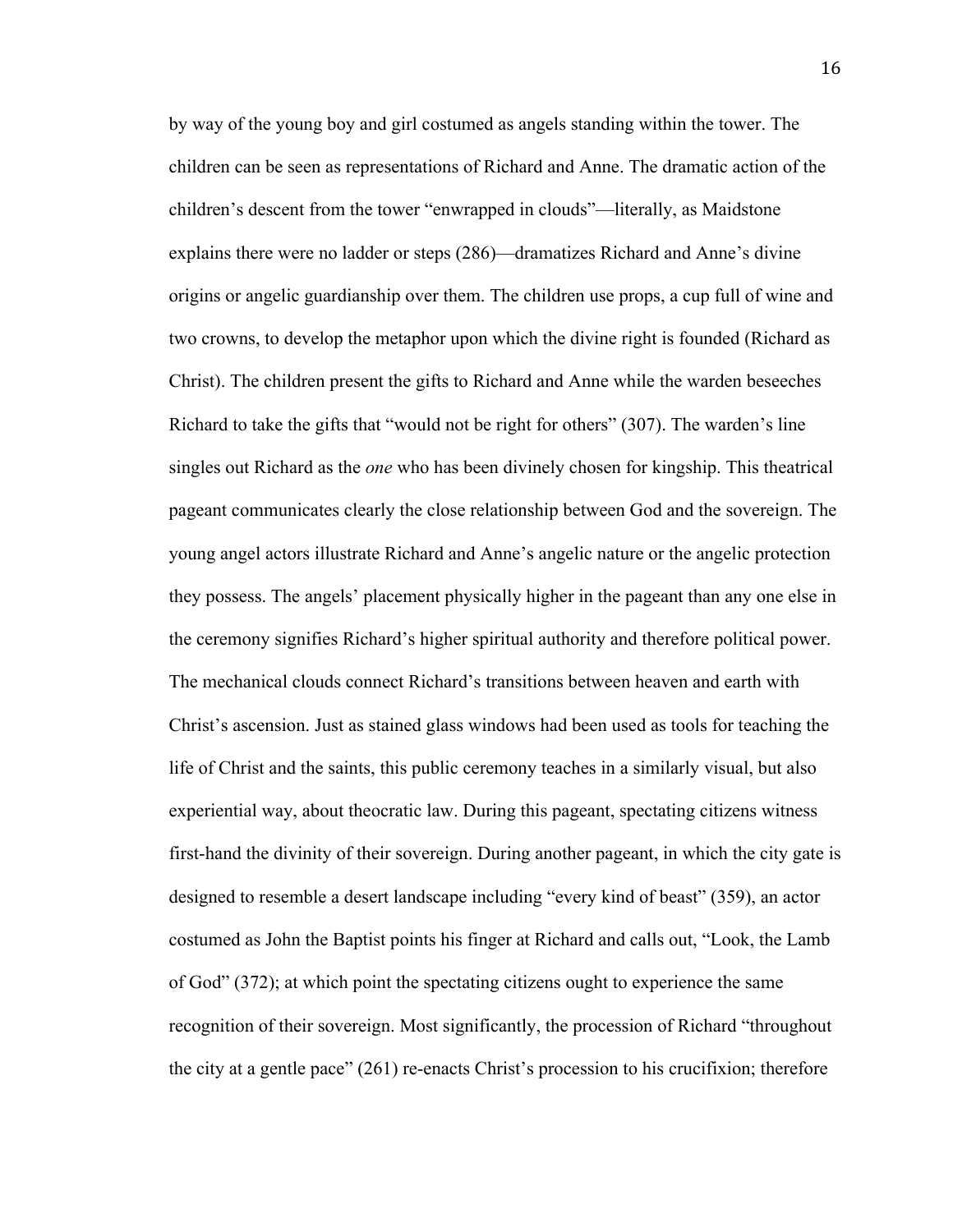by way of the young boy and girl costumed as angels standing within the tower. The children can be seen as representations of Richard and Anne. The dramatic action of the children's descent from the tower "enwrapped in clouds"—literally, as Maidstone explains there were no ladder or steps (286)—dramatizes Richard and Anne's divine origins or angelic guardianship over them. The children use props, a cup full of wine and two crowns, to develop the metaphor upon which the divine right is founded (Richard as Christ). The children present the gifts to Richard and Anne while the warden beseeches Richard to take the gifts that "would not be right for others" (307). The warden's line singles out Richard as the *one* who has been divinely chosen for kingship. This theatrical pageant communicates clearly the close relationship between God and the sovereign. The young angel actors illustrate Richard and Anne's angelic nature or the angelic protection they possess. The angels' placement physically higher in the pageant than any one else in the ceremony signifies Richard's higher spiritual authority and therefore political power. The mechanical clouds connect Richard's transitions between heaven and earth with Christ's ascension. Just as stained glass windows had been used as tools for teaching the life of Christ and the saints, this public ceremony teaches in a similarly visual, but also experiential way, about theocratic law. During this pageant, spectating citizens witness first-hand the divinity of their sovereign. During another pageant, in which the city gate is designed to resemble a desert landscape including "every kind of beast" (359), an actor costumed as John the Baptist points his finger at Richard and calls out, "Look, the Lamb of God" (372); at which point the spectating citizens ought to experience the same recognition of their sovereign. Most significantly, the procession of Richard "throughout the city at a gentle pace" (261) re-enacts Christ's procession to his crucifixion; therefore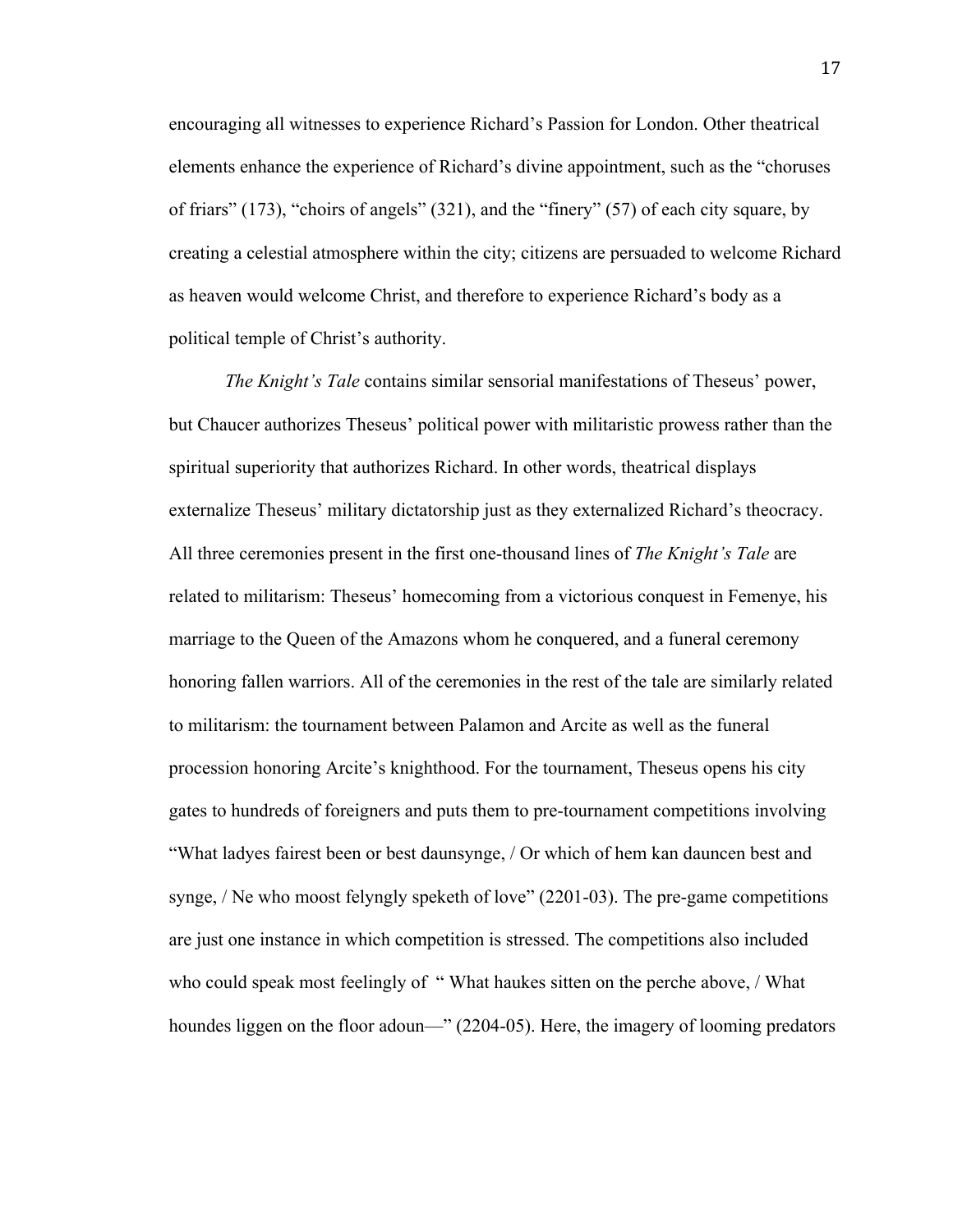encouraging all witnesses to experience Richard's Passion for London. Other theatrical elements enhance the experience of Richard's divine appointment, such as the "choruses of friars" (173), "choirs of angels" (321), and the "finery" (57) of each city square, by creating a celestial atmosphere within the city; citizens are persuaded to welcome Richard as heaven would welcome Christ, and therefore to experience Richard's body as a political temple of Christ's authority.

*The Knight's Tale* contains similar sensorial manifestations of Theseus' power, but Chaucer authorizes Theseus' political power with militaristic prowess rather than the spiritual superiority that authorizes Richard. In other words, theatrical displays externalize Theseus' military dictatorship just as they externalized Richard's theocracy. All three ceremonies present in the first one-thousand lines of *The Knight's Tale* are related to militarism: Theseus' homecoming from a victorious conquest in Femenye, his marriage to the Queen of the Amazons whom he conquered, and a funeral ceremony honoring fallen warriors. All of the ceremonies in the rest of the tale are similarly related to militarism: the tournament between Palamon and Arcite as well as the funeral procession honoring Arcite's knighthood. For the tournament, Theseus opens his city gates to hundreds of foreigners and puts them to pre-tournament competitions involving "What ladyes fairest been or best daunsynge, / Or which of hem kan dauncen best and synge, / Ne who moost felyngly speketh of love" (2201-03). The pre-game competitions are just one instance in which competition is stressed. The competitions also included who could speak most feelingly of " What haukes sitten on the perche above, / What houndes liggen on the floor adoun—" (2204-05). Here, the imagery of looming predators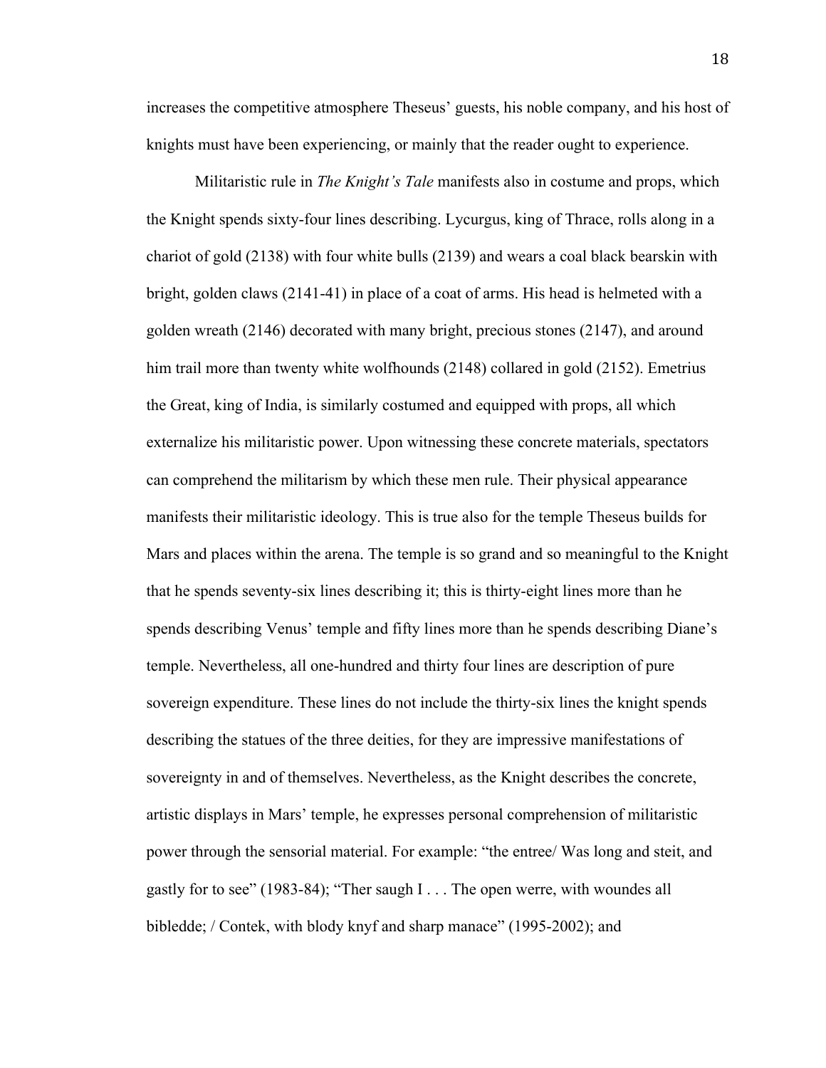increases the competitive atmosphere Theseus' guests, his noble company, and his host of knights must have been experiencing, or mainly that the reader ought to experience.

Militaristic rule in *The Knight's Tale* manifests also in costume and props, which the Knight spends sixty-four lines describing. Lycurgus, king of Thrace, rolls along in a chariot of gold (2138) with four white bulls (2139) and wears a coal black bearskin with bright, golden claws (2141-41) in place of a coat of arms. His head is helmeted with a golden wreath (2146) decorated with many bright, precious stones (2147), and around him trail more than twenty white wolfhounds (2148) collared in gold (2152). Emetrius the Great, king of India, is similarly costumed and equipped with props, all which externalize his militaristic power. Upon witnessing these concrete materials, spectators can comprehend the militarism by which these men rule. Their physical appearance manifests their militaristic ideology. This is true also for the temple Theseus builds for Mars and places within the arena. The temple is so grand and so meaningful to the Knight that he spends seventy-six lines describing it; this is thirty-eight lines more than he spends describing Venus' temple and fifty lines more than he spends describing Diane's temple. Nevertheless, all one-hundred and thirty four lines are description of pure sovereign expenditure. These lines do not include the thirty-six lines the knight spends describing the statues of the three deities, for they are impressive manifestations of sovereignty in and of themselves. Nevertheless, as the Knight describes the concrete, artistic displays in Mars' temple, he expresses personal comprehension of militaristic power through the sensorial material. For example: "the entree/ Was long and steit, and gastly for to see" (1983-84); "Ther saugh I . . . The open werre, with woundes all bibledde; / Contek, with blody knyf and sharp manace" (1995-2002); and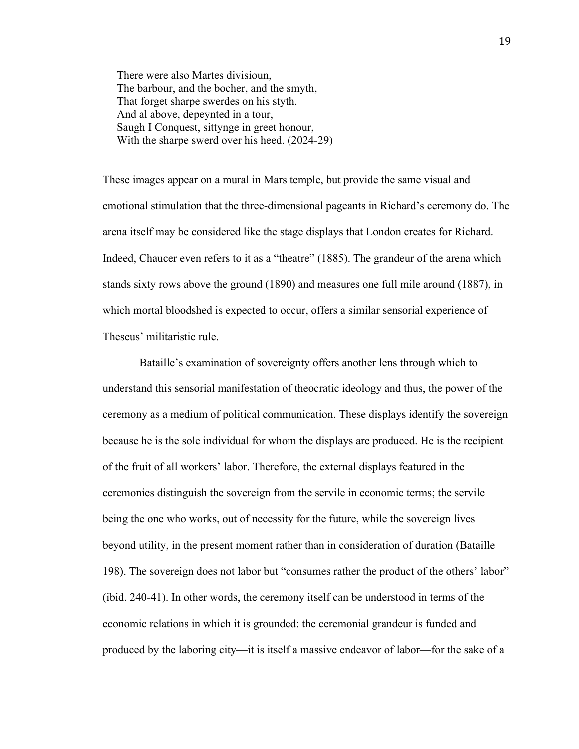> There were also Martes divisioun,
> The barbour, and the bocher, and the smyth,
> That forget sharpe swerdes on his styth.
> And al above, depeynted in a tour,
> Saugh I Conquest, sittynge in greet honour,
> With the sharpe swerd over his heed. (2024-29)

These images appear on a mural in Mars temple, but provide the same visual and emotional stimulation that the three-dimensional pageants in Richard's ceremony do. The arena itself may be considered like the stage displays that London creates for Richard. Indeed, Chaucer even refers to it as a "theatre" (1885). The grandeur of the arena which stands sixty rows above the ground (1890) and measures one full mile around (1887), in which mortal bloodshed is expected to occur, offers a similar sensorial experience of Theseus' militaristic rule.

Bataille's examination of sovereignty offers another lens through which to understand this sensorial manifestation of theocratic ideology and thus, the power of the ceremony as a medium of political communication. These displays identify the sovereign because he is the sole individual for whom the displays are produced. He is the recipient of the fruit of all workers' labor. Therefore, the external displays featured in the ceremonies distinguish the sovereign from the servile in economic terms; the servile being the one who works, out of necessity for the future, while the sovereign lives beyond utility, in the present moment rather than in consideration of duration (Bataille 198). The sovereign does not labor but "consumes rather the product of the others' labor" (ibid. 240-41). In other words, the ceremony itself can be understood in terms of the economic relations in which it is grounded: the ceremonial grandeur is funded and produced by the laboring city—it is itself a massive endeavor of labor—for the sake of a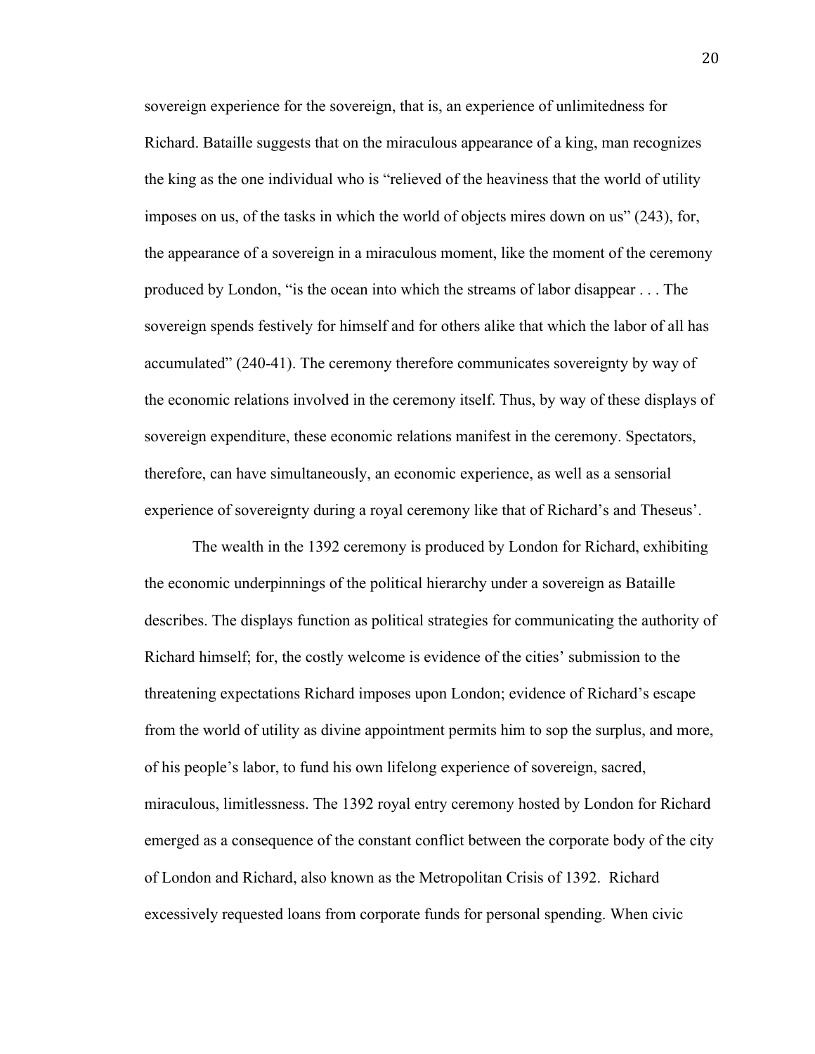sovereign experience for the sovereign, that is, an experience of unlimitedness for Richard. Bataille suggests that on the miraculous appearance of a king, man recognizes the king as the one individual who is "relieved of the heaviness that the world of utility imposes on us, of the tasks in which the world of objects mires down on us" (243), for, the appearance of a sovereign in a miraculous moment, like the moment of the ceremony produced by London, "is the ocean into which the streams of labor disappear . . . The sovereign spends festively for himself and for others alike that which the labor of all has accumulated" (240-41). The ceremony therefore communicates sovereignty by way of the economic relations involved in the ceremony itself. Thus, by way of these displays of sovereign expenditure, these economic relations manifest in the ceremony. Spectators, therefore, can have simultaneously, an economic experience, as well as a sensorial experience of sovereignty during a royal ceremony like that of Richard's and Theseus'.

The wealth in the 1392 ceremony is produced by London for Richard, exhibiting the economic underpinnings of the political hierarchy under a sovereign as Bataille describes. The displays function as political strategies for communicating the authority of Richard himself; for, the costly welcome is evidence of the cities' submission to the threatening expectations Richard imposes upon London; evidence of Richard's escape from the world of utility as divine appointment permits him to sop the surplus, and more, of his people's labor, to fund his own lifelong experience of sovereign, sacred, miraculous, limitlessness. The 1392 royal entry ceremony hosted by London for Richard emerged as a consequence of the constant conflict between the corporate body of the city of London and Richard, also known as the Metropolitan Crisis of 1392. Richard excessively requested loans from corporate funds for personal spending. When civic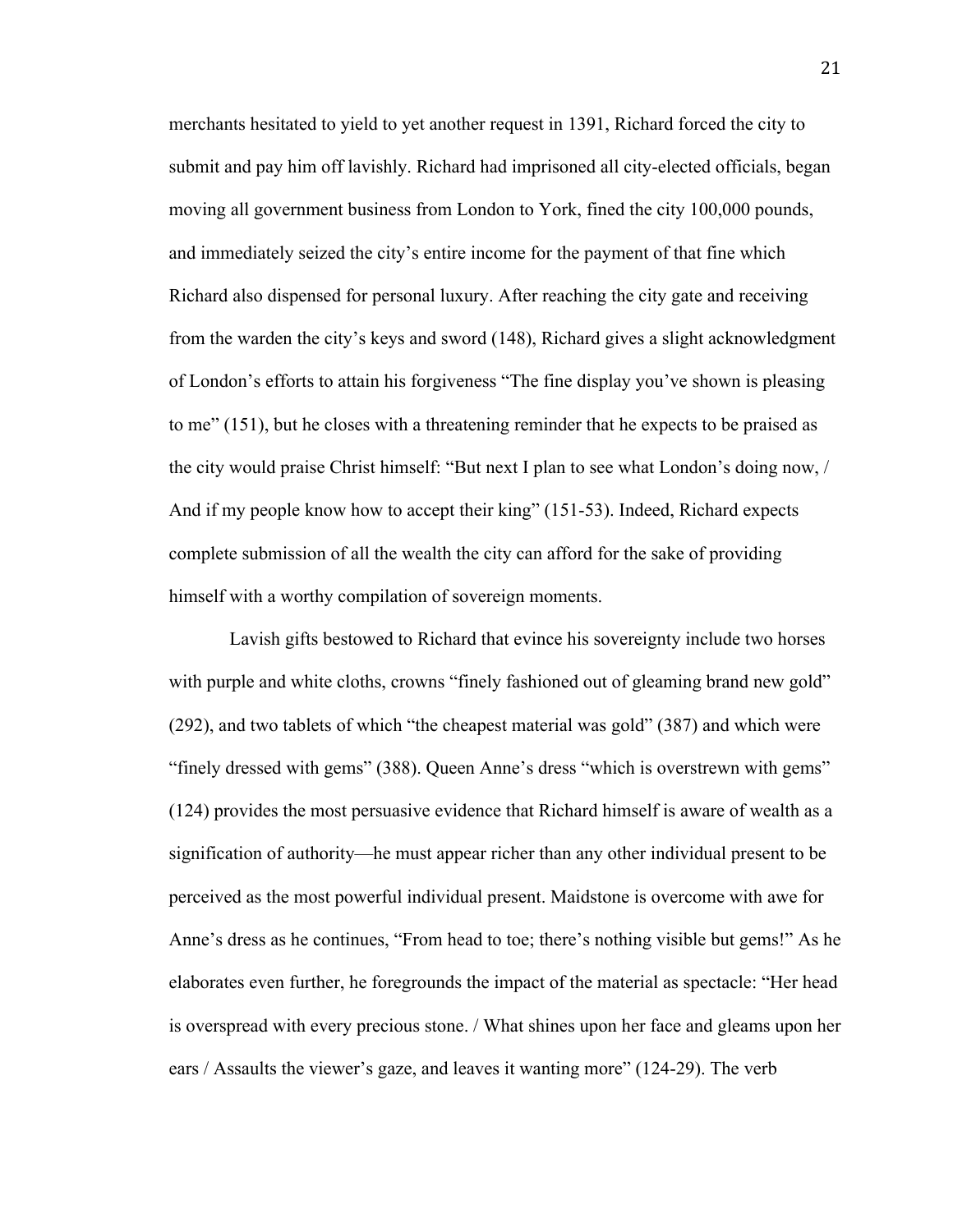merchants hesitated to yield to yet another request in 1391, Richard forced the city to submit and pay him off lavishly. Richard had imprisoned all city-elected officials, began moving all government business from London to York, fined the city 100,000 pounds, and immediately seized the city's entire income for the payment of that fine which Richard also dispensed for personal luxury. After reaching the city gate and receiving from the warden the city's keys and sword (148), Richard gives a slight acknowledgment of London's efforts to attain his forgiveness "The fine display you've shown is pleasing to me" (151), but he closes with a threatening reminder that he expects to be praised as the city would praise Christ himself: "But next I plan to see what London's doing now, / And if my people know how to accept their king" (151-53). Indeed, Richard expects complete submission of all the wealth the city can afford for the sake of providing himself with a worthy compilation of sovereign moments.

Lavish gifts bestowed to Richard that evince his sovereignty include two horses with purple and white cloths, crowns "finely fashioned out of gleaming brand new gold" (292), and two tablets of which "the cheapest material was gold" (387) and which were "finely dressed with gems" (388). Queen Anne's dress "which is overstrewn with gems" (124) provides the most persuasive evidence that Richard himself is aware of wealth as a signification of authority—he must appear richer than any other individual present to be perceived as the most powerful individual present. Maidstone is overcome with awe for Anne's dress as he continues, "From head to toe; there's nothing visible but gems!" As he elaborates even further, he foregrounds the impact of the material as spectacle: "Her head is overspread with every precious stone. / What shines upon her face and gleams upon her ears / Assaults the viewer's gaze, and leaves it wanting more" (124-29). The verb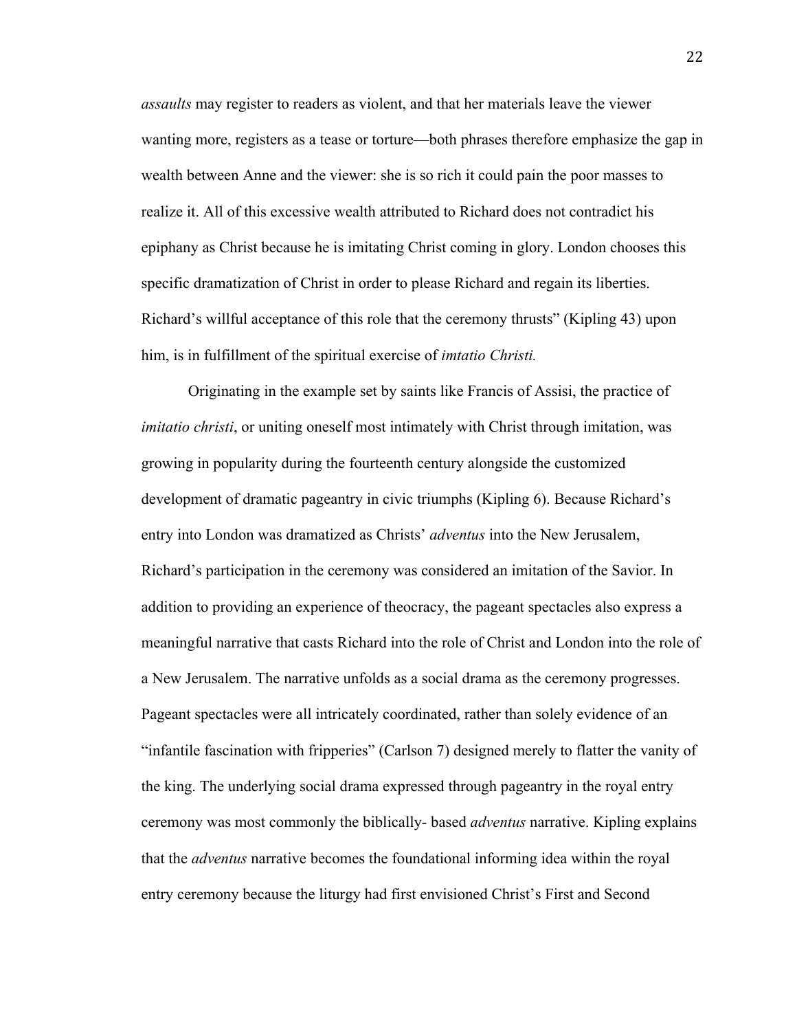*assaults* may register to readers as violent, and that her materials leave the viewer wanting more, registers as a tease or torture—both phrases therefore emphasize the gap in wealth between Anne and the viewer: she is so rich it could pain the poor masses to realize it. All of this excessive wealth attributed to Richard does not contradict his epiphany as Christ because he is imitating Christ coming in glory. London chooses this specific dramatization of Christ in order to please Richard and regain its liberties. Richard's willful acceptance of this role that the ceremony thrusts" (Kipling 43) upon him, is in fulfillment of the spiritual exercise of *imtatio Christi.*

Originating in the example set by saints like Francis of Assisi, the practice of *imitatio christi*, or uniting oneself most intimately with Christ through imitation, was growing in popularity during the fourteenth century alongside the customized development of dramatic pageantry in civic triumphs (Kipling 6). Because Richard's entry into London was dramatized as Christs' *adventus* into the New Jerusalem, Richard's participation in the ceremony was considered an imitation of the Savior. In addition to providing an experience of theocracy, the pageant spectacles also express a meaningful narrative that casts Richard into the role of Christ and London into the role of a New Jerusalem. The narrative unfolds as a social drama as the ceremony progresses. Pageant spectacles were all intricately coordinated, rather than solely evidence of an "infantile fascination with fripperies" (Carlson 7) designed merely to flatter the vanity of the king. The underlying social drama expressed through pageantry in the royal entry ceremony was most commonly the biblically- based *adventus* narrative. Kipling explains that the *adventus* narrative becomes the foundational informing idea within the royal entry ceremony because the liturgy had first envisioned Christ's First and Second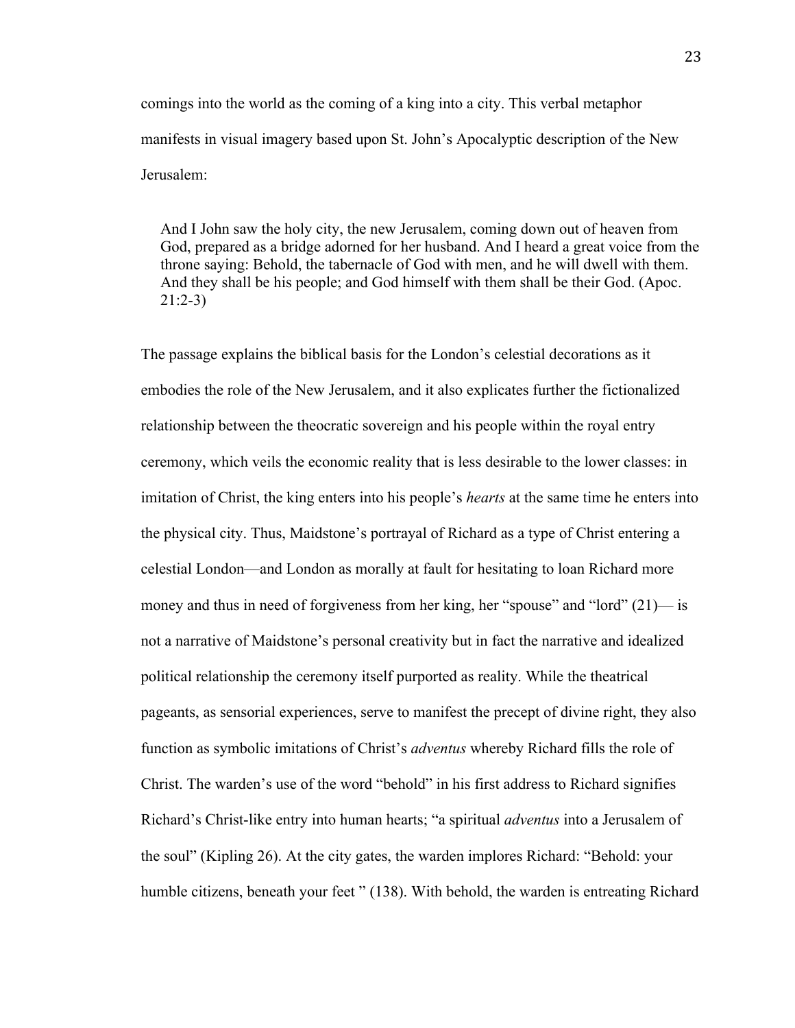comings into the world as the coming of a king into a city. This verbal metaphor manifests in visual imagery based upon St. John's Apocalyptic description of the New Jerusalem:

> And I John saw the holy city, the new Jerusalem, coming down out of heaven from God, prepared as a bridge adorned for her husband. And I heard a great voice from the throne saying: Behold, the tabernacle of God with men, and he will dwell with them. And they shall be his people; and God himself with them shall be their God. (Apoc. 21:2-3)

The passage explains the biblical basis for the London's celestial decorations as it embodies the role of the New Jerusalem, and it also explicates further the fictionalized relationship between the theocratic sovereign and his people within the royal entry ceremony, which veils the economic reality that is less desirable to the lower classes: in imitation of Christ, the king enters into his people's *hearts* at the same time he enters into the physical city. Thus, Maidstone's portrayal of Richard as a type of Christ entering a celestial London—and London as morally at fault for hesitating to loan Richard more money and thus in need of forgiveness from her king, her "spouse" and "lord" (21)— is not a narrative of Maidstone's personal creativity but in fact the narrative and idealized political relationship the ceremony itself purported as reality. While the theatrical pageants, as sensorial experiences, serve to manifest the precept of divine right, they also function as symbolic imitations of Christ's *adventus* whereby Richard fills the role of Christ. The warden's use of the word "behold" in his first address to Richard signifies Richard's Christ-like entry into human hearts; "a spiritual *adventus* into a Jerusalem of the soul" (Kipling 26). At the city gates, the warden implores Richard: "Behold: your humble citizens, beneath your feet " (138). With behold, the warden is entreating Richard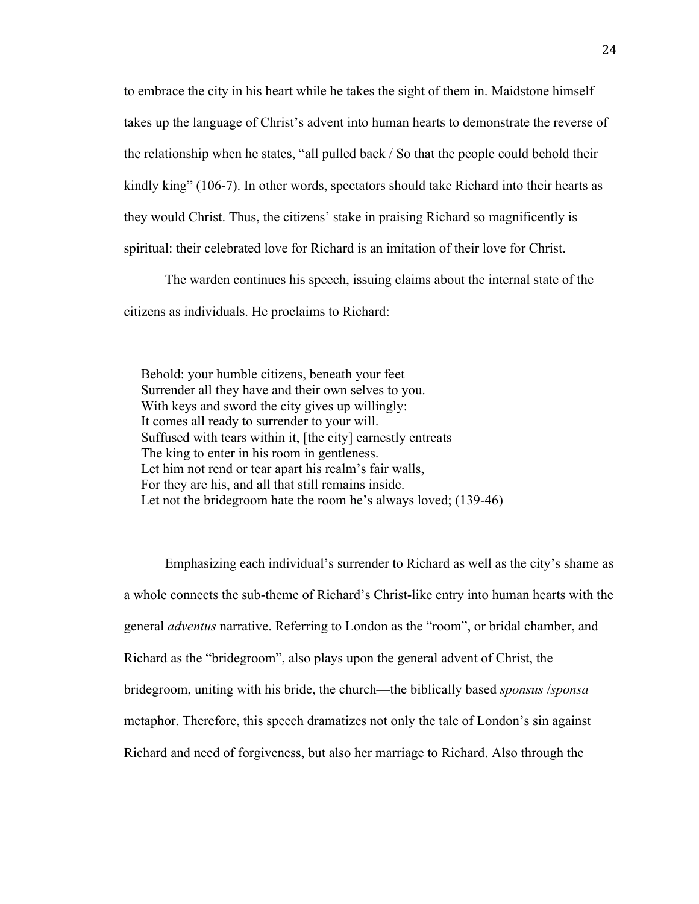to embrace the city in his heart while he takes the sight of them in. Maidstone himself takes up the language of Christ's advent into human hearts to demonstrate the reverse of the relationship when he states, "all pulled back / So that the people could behold their kindly king" (106-7). In other words, spectators should take Richard into their hearts as they would Christ. Thus, the citizens' stake in praising Richard so magnificently is spiritual: their celebrated love for Richard is an imitation of their love for Christ.

The warden continues his speech, issuing claims about the internal state of the citizens as individuals. He proclaims to Richard:

> Behold: your humble citizens, beneath your feet
> Surrender all they have and their own selves to you.
> With keys and sword the city gives up willingly:
> It comes all ready to surrender to your will.
> Suffused with tears within it, [the city] earnestly entreats
> The king to enter in his room in gentleness.
> Let him not rend or tear apart his realm's fair walls,
> For they are his, and all that still remains inside.
> Let not the bridegroom hate the room he's always loved; (139-46)

Emphasizing each individual's surrender to Richard as well as the city's shame as a whole connects the sub-theme of Richard's Christ-like entry into human hearts with the general *adventus* narrative. Referring to London as the "room", or bridal chamber, and Richard as the "bridegroom", also plays upon the general advent of Christ, the bridegroom, uniting with his bride, the church—the biblically based *sponsus* /*sponsa* metaphor. Therefore, this speech dramatizes not only the tale of London's sin against Richard and need of forgiveness, but also her marriage to Richard. Also through the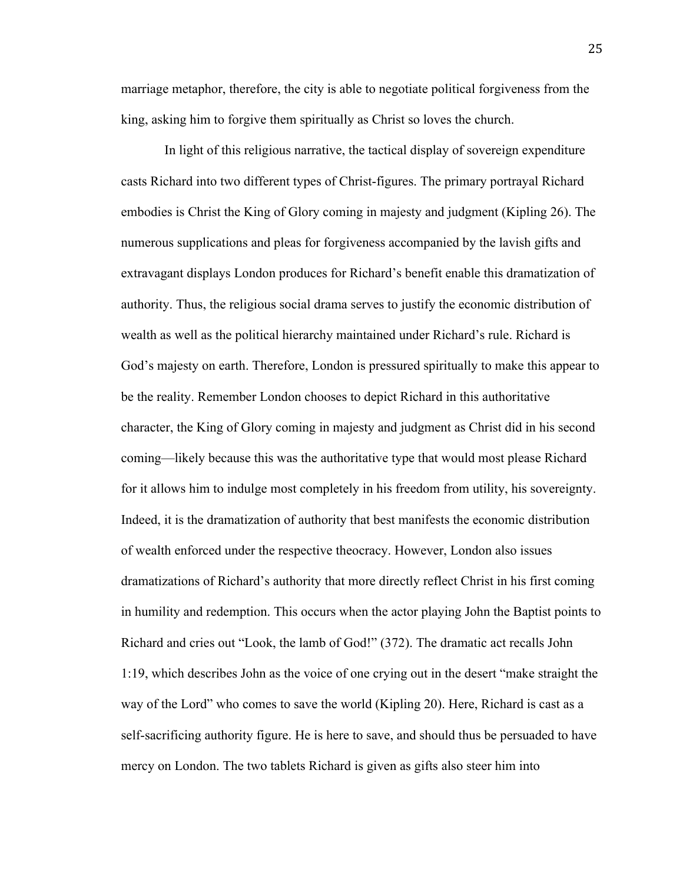marriage metaphor, therefore, the city is able to negotiate political forgiveness from the king, asking him to forgive them spiritually as Christ so loves the church.

In light of this religious narrative, the tactical display of sovereign expenditure casts Richard into two different types of Christ-figures. The primary portrayal Richard embodies is Christ the King of Glory coming in majesty and judgment (Kipling 26). The numerous supplications and pleas for forgiveness accompanied by the lavish gifts and extravagant displays London produces for Richard's benefit enable this dramatization of authority. Thus, the religious social drama serves to justify the economic distribution of wealth as well as the political hierarchy maintained under Richard's rule. Richard is God's majesty on earth. Therefore, London is pressured spiritually to make this appear to be the reality. Remember London chooses to depict Richard in this authoritative character, the King of Glory coming in majesty and judgment as Christ did in his second coming—likely because this was the authoritative type that would most please Richard for it allows him to indulge most completely in his freedom from utility, his sovereignty. Indeed, it is the dramatization of authority that best manifests the economic distribution of wealth enforced under the respective theocracy. However, London also issues dramatizations of Richard's authority that more directly reflect Christ in his first coming in humility and redemption. This occurs when the actor playing John the Baptist points to Richard and cries out "Look, the lamb of God!" (372). The dramatic act recalls John 1:19, which describes John as the voice of one crying out in the desert "make straight the way of the Lord" who comes to save the world (Kipling 20). Here, Richard is cast as a self-sacrificing authority figure. He is here to save, and should thus be persuaded to have mercy on London. The two tablets Richard is given as gifts also steer him into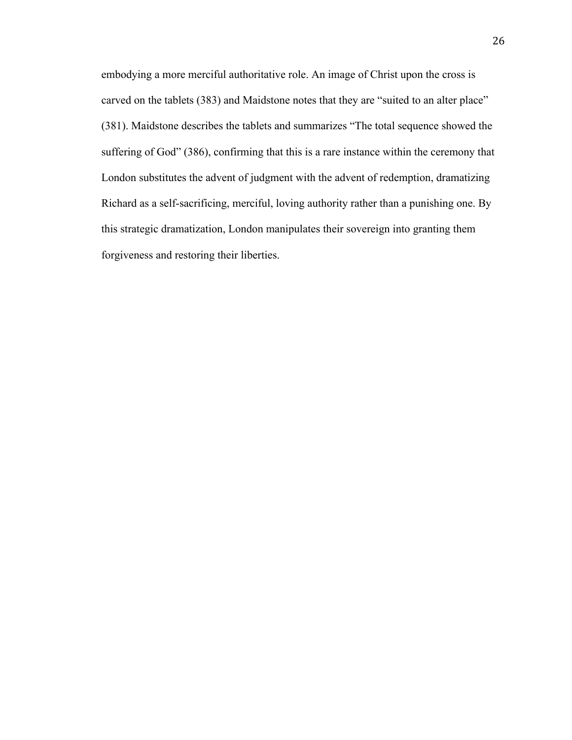embodying a more merciful authoritative role. An image of Christ upon the cross is carved on the tablets (383) and Maidstone notes that they are "suited to an alter place" (381). Maidstone describes the tablets and summarizes "The total sequence showed the suffering of God" (386), confirming that this is a rare instance within the ceremony that London substitutes the advent of judgment with the advent of redemption, dramatizing Richard as a self-sacrificing, merciful, loving authority rather than a punishing one. By this strategic dramatization, London manipulates their sovereign into granting them forgiveness and restoring their liberties.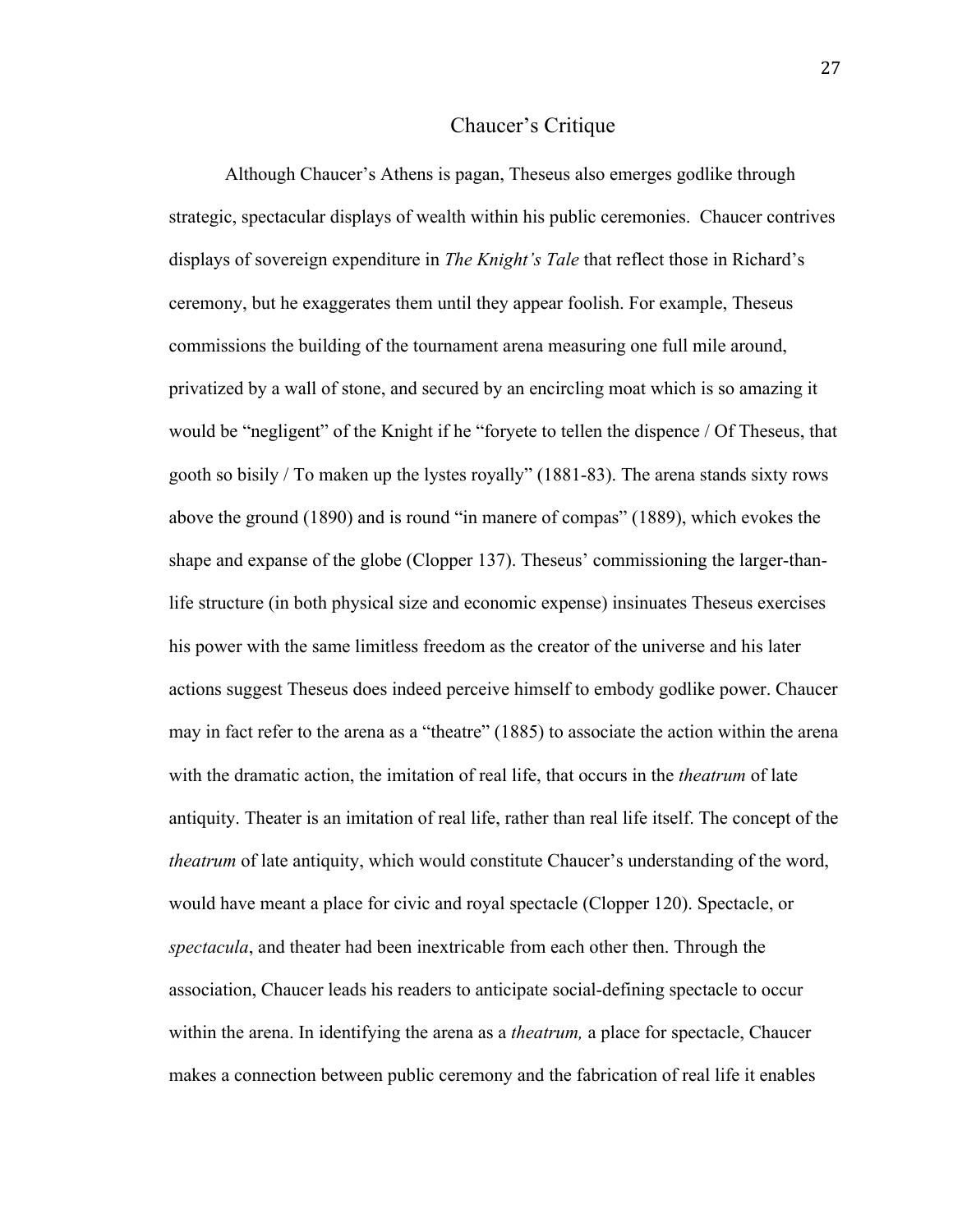## Chaucer's Critique

Although Chaucer's Athens is pagan, Theseus also emerges godlike through strategic, spectacular displays of wealth within his public ceremonies. Chaucer contrives displays of sovereign expenditure in *The Knight's Tale* that reflect those in Richard's ceremony, but he exaggerates them until they appear foolish. For example, Theseus commissions the building of the tournament arena measuring one full mile around, privatized by a wall of stone, and secured by an encircling moat which is so amazing it would be "negligent" of the Knight if he "foryete to tellen the dispence / Of Theseus, that gooth so bisily / To maken up the lystes royally" (1881-83). The arena stands sixty rows above the ground (1890) and is round "in manere of compas" (1889), which evokes the shape and expanse of the globe (Clopper 137). Theseus' commissioning the larger-than-life structure (in both physical size and economic expense) insinuates Theseus exercises his power with the same limitless freedom as the creator of the universe and his later actions suggest Theseus does indeed perceive himself to embody godlike power. Chaucer may in fact refer to the arena as a "theatre" (1885) to associate the action within the arena with the dramatic action, the imitation of real life, that occurs in the *theatrum* of late antiquity. Theater is an imitation of real life, rather than real life itself. The concept of the *theatrum* of late antiquity, which would constitute Chaucer's understanding of the word, would have meant a place for civic and royal spectacle (Clopper 120). Spectacle, or *spectacula*, and theater had been inextricable from each other then. Through the association, Chaucer leads his readers to anticipate social-defining spectacle to occur within the arena. In identifying the arena as a *theatrum,* a place for spectacle, Chaucer makes a connection between public ceremony and the fabrication of real life it enables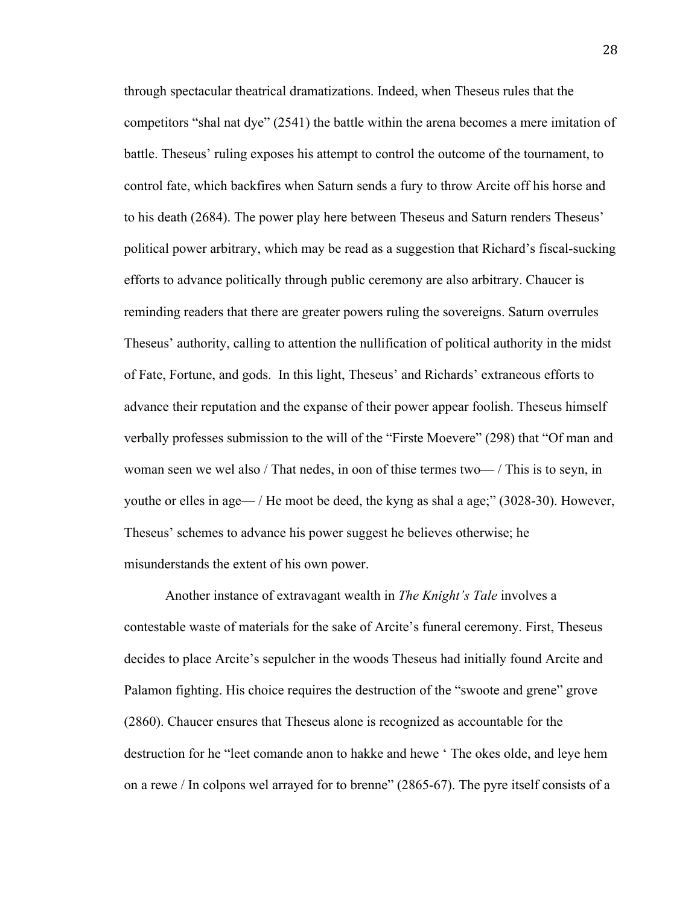through spectacular theatrical dramatizations. Indeed, when Theseus rules that the competitors "shal nat dye" (2541) the battle within the arena becomes a mere imitation of battle. Theseus' ruling exposes his attempt to control the outcome of the tournament, to control fate, which backfires when Saturn sends a fury to throw Arcite off his horse and to his death (2684). The power play here between Theseus and Saturn renders Theseus' political power arbitrary, which may be read as a suggestion that Richard's fiscal-sucking efforts to advance politically through public ceremony are also arbitrary. Chaucer is reminding readers that there are greater powers ruling the sovereigns. Saturn overrules Theseus' authority, calling to attention the nullification of political authority in the midst of Fate, Fortune, and gods. In this light, Theseus' and Richards' extraneous efforts to advance their reputation and the expanse of their power appear foolish. Theseus himself verbally professes submission to the will of the "Firste Moevere" (298) that "Of man and woman seen we wel also / That nedes, in oon of thise termes two— / This is to seyn, in youthe or elles in age— / He moot be deed, the kyng as shal a age;" (3028-30). However, Theseus' schemes to advance his power suggest he believes otherwise; he misunderstands the extent of his own power.

Another instance of extravagant wealth in *The Knight's Tale* involves a contestable waste of materials for the sake of Arcite's funeral ceremony. First, Theseus decides to place Arcite's sepulcher in the woods Theseus had initially found Arcite and Palamon fighting. His choice requires the destruction of the "swoote and grene" grove (2860). Chaucer ensures that Theseus alone is recognized as accountable for the destruction for he "leet comande anon to hakke and hewe ' The okes olde, and leye hem on a rewe / In colpons wel arrayed for to brenne" (2865-67). The pyre itself consists of a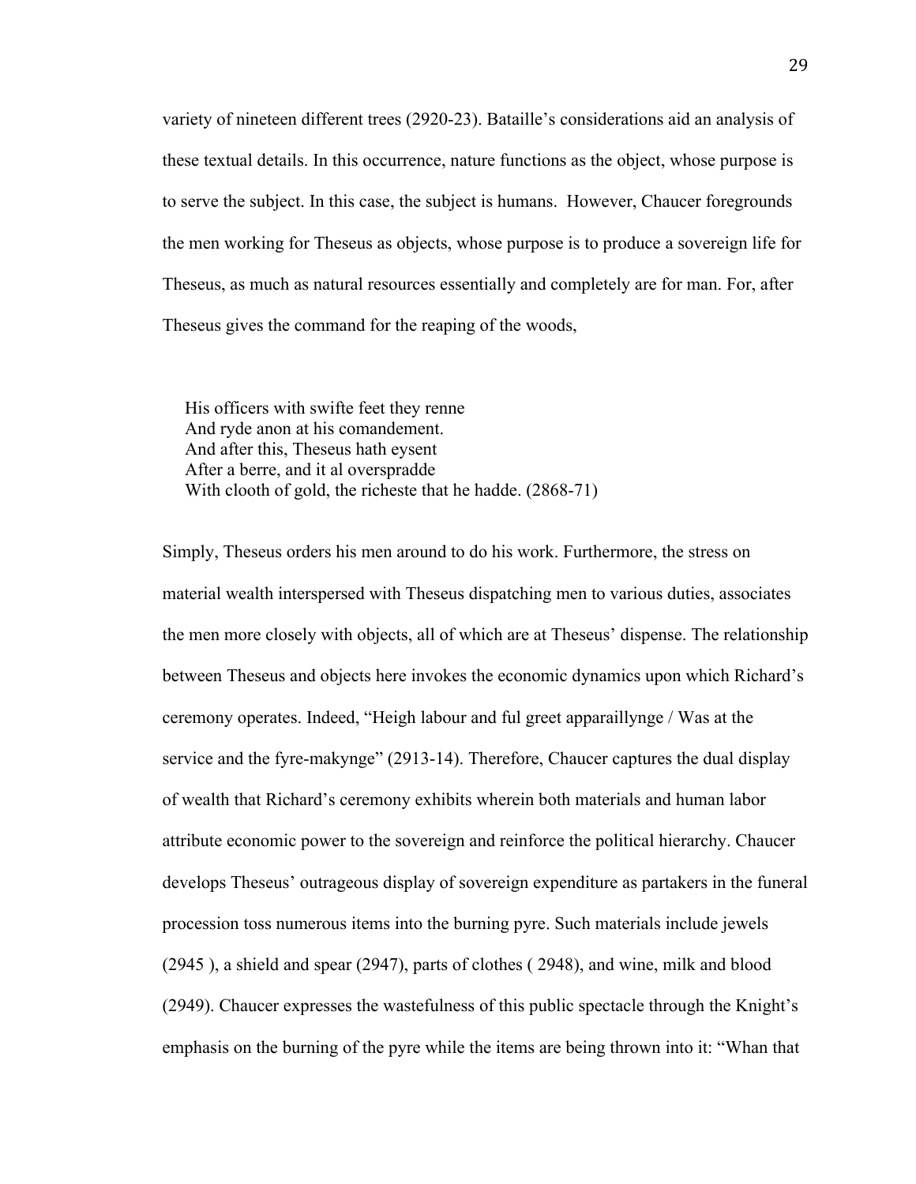variety of nineteen different trees (2920-23). Bataille's considerations aid an analysis of these textual details. In this occurrence, nature functions as the object, whose purpose is to serve the subject. In this case, the subject is humans. However, Chaucer foregrounds the men working for Theseus as objects, whose purpose is to produce a sovereign life for Theseus, as much as natural resources essentially and completely are for man. For, after Theseus gives the command for the reaping of the woods,

> His officers with swifte feet they renne
> And ryde anon at his comandement.
> And after this, Theseus hath eysent
> After a berre, and it al overspradde
> With clooth of gold, the richeste that he hadde. (2868-71)

Simply, Theseus orders his men around to do his work. Furthermore, the stress on material wealth interspersed with Theseus dispatching men to various duties, associates the men more closely with objects, all of which are at Theseus' dispense. The relationship between Theseus and objects here invokes the economic dynamics upon which Richard's ceremony operates. Indeed, "Heigh labour and ful greet apparaillynge / Was at the service and the fyre-makynge" (2913-14). Therefore, Chaucer captures the dual display of wealth that Richard's ceremony exhibits wherein both materials and human labor attribute economic power to the sovereign and reinforce the political hierarchy. Chaucer develops Theseus' outrageous display of sovereign expenditure as partakers in the funeral procession toss numerous items into the burning pyre. Such materials include jewels (2945 ), a shield and spear (2947), parts of clothes ( 2948), and wine, milk and blood (2949). Chaucer expresses the wastefulness of this public spectacle through the Knight's emphasis on the burning of the pyre while the items are being thrown into it: "Whan that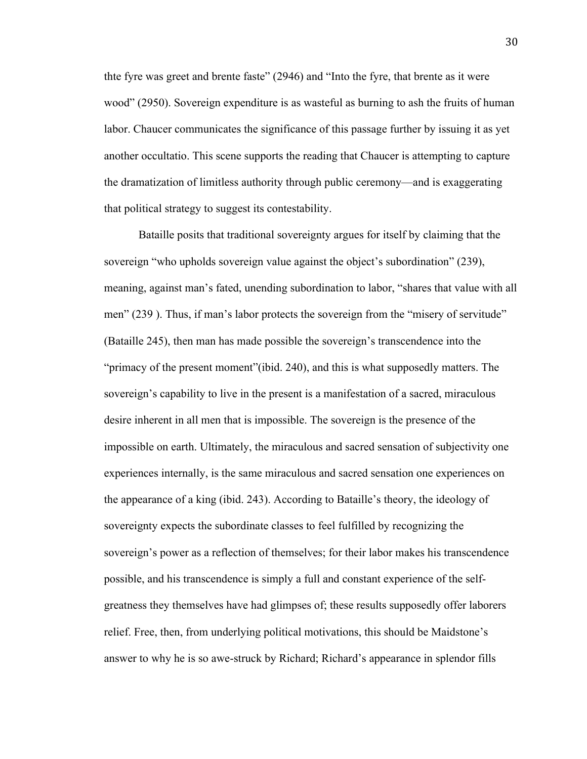thte fyre was greet and brente faste" (2946) and "Into the fyre, that brente as it were wood" (2950). Sovereign expenditure is as wasteful as burning to ash the fruits of human labor. Chaucer communicates the significance of this passage further by issuing it as yet another occultatio. This scene supports the reading that Chaucer is attempting to capture the dramatization of limitless authority through public ceremony—and is exaggerating that political strategy to suggest its contestability.

Bataille posits that traditional sovereignty argues for itself by claiming that the sovereign "who upholds sovereign value against the object's subordination" (239), meaning, against man's fated, unending subordination to labor, "shares that value with all men" (239 ). Thus, if man's labor protects the sovereign from the "misery of servitude" (Bataille 245), then man has made possible the sovereign's transcendence into the "primacy of the present moment"(ibid. 240), and this is what supposedly matters. The sovereign's capability to live in the present is a manifestation of a sacred, miraculous desire inherent in all men that is impossible. The sovereign is the presence of the impossible on earth. Ultimately, the miraculous and sacred sensation of subjectivity one experiences internally, is the same miraculous and sacred sensation one experiences on the appearance of a king (ibid. 243). According to Bataille's theory, the ideology of sovereignty expects the subordinate classes to feel fulfilled by recognizing the sovereign's power as a reflection of themselves; for their labor makes his transcendence possible, and his transcendence is simply a full and constant experience of the self-greatness they themselves have had glimpses of; these results supposedly offer laborers relief. Free, then, from underlying political motivations, this should be Maidstone's answer to why he is so awe-struck by Richard; Richard's appearance in splendor fills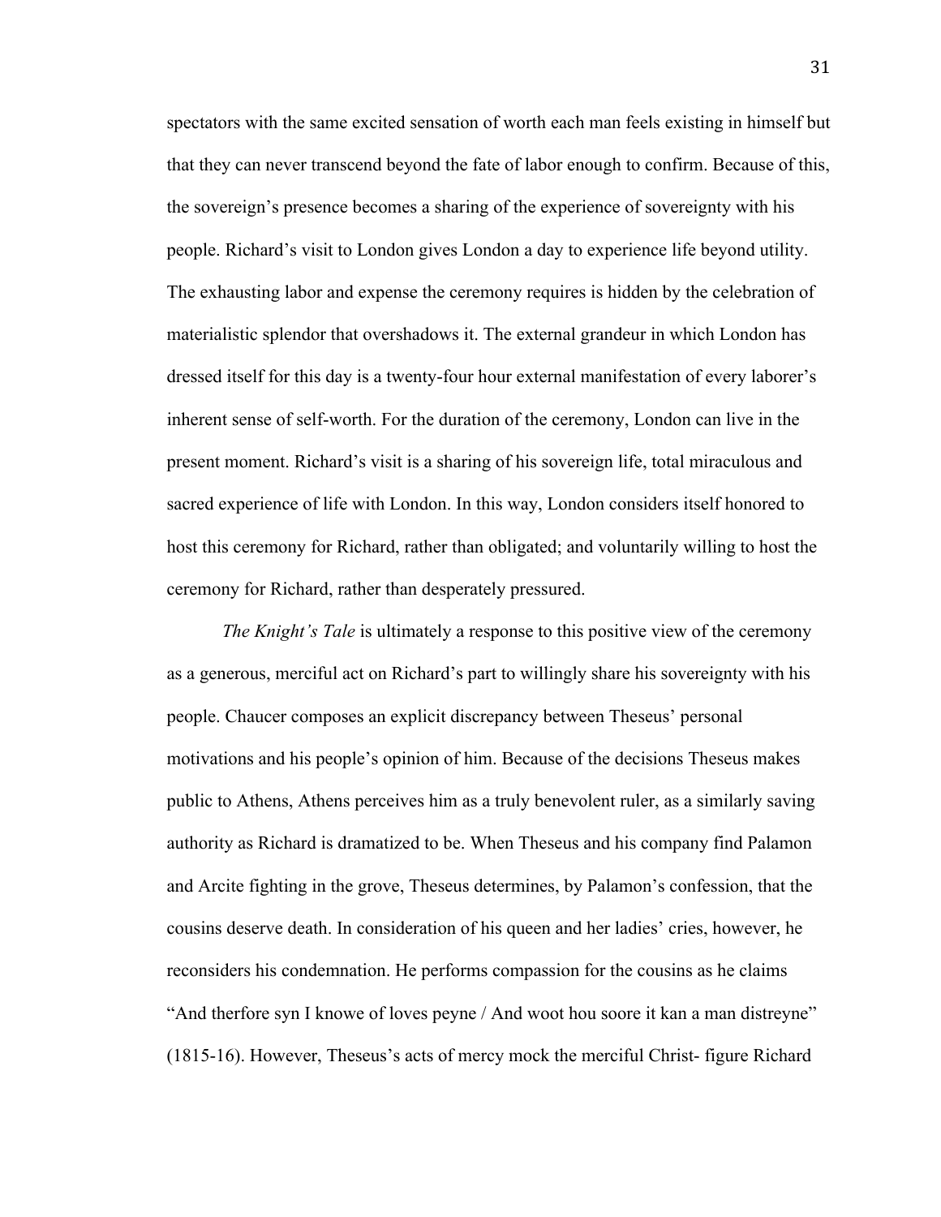spectators with the same excited sensation of worth each man feels existing in himself but that they can never transcend beyond the fate of labor enough to confirm. Because of this, the sovereign's presence becomes a sharing of the experience of sovereignty with his people. Richard's visit to London gives London a day to experience life beyond utility. The exhausting labor and expense the ceremony requires is hidden by the celebration of materialistic splendor that overshadows it. The external grandeur in which London has dressed itself for this day is a twenty-four hour external manifestation of every laborer's inherent sense of self-worth. For the duration of the ceremony, London can live in the present moment. Richard's visit is a sharing of his sovereign life, total miraculous and sacred experience of life with London. In this way, London considers itself honored to host this ceremony for Richard, rather than obligated; and voluntarily willing to host the ceremony for Richard, rather than desperately pressured.

*The Knight's Tale* is ultimately a response to this positive view of the ceremony as a generous, merciful act on Richard's part to willingly share his sovereignty with his people. Chaucer composes an explicit discrepancy between Theseus' personal motivations and his people's opinion of him. Because of the decisions Theseus makes public to Athens, Athens perceives him as a truly benevolent ruler, as a similarly saving authority as Richard is dramatized to be. When Theseus and his company find Palamon and Arcite fighting in the grove, Theseus determines, by Palamon's confession, that the cousins deserve death. In consideration of his queen and her ladies' cries, however, he reconsiders his condemnation. He performs compassion for the cousins as he claims "And therfore syn I knowe of loves peyne / And woot hou soore it kan a man distreyne" (1815-16). However, Theseus's acts of mercy mock the merciful Christ- figure Richard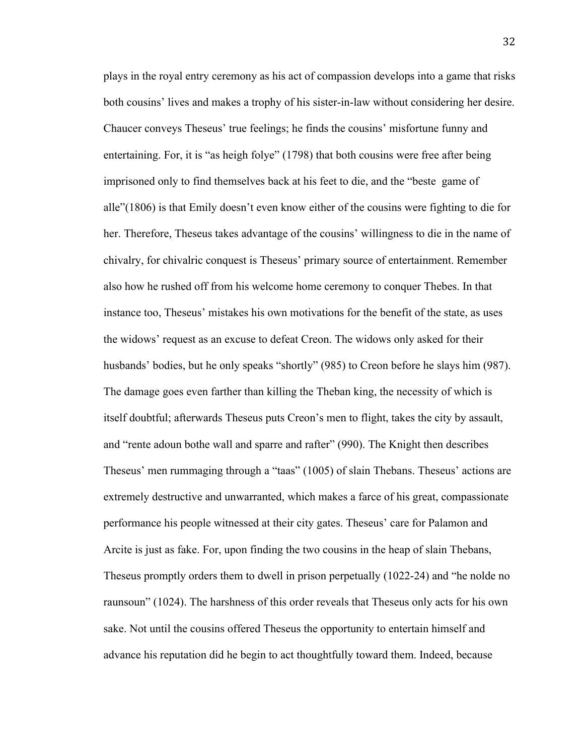plays in the royal entry ceremony as his act of compassion develops into a game that risks both cousins' lives and makes a trophy of his sister-in-law without considering her desire. Chaucer conveys Theseus' true feelings; he finds the cousins' misfortune funny and entertaining. For, it is "as heigh folye" (1798) that both cousins were free after being imprisoned only to find themselves back at his feet to die, and the "beste game of alle"(1806) is that Emily doesn't even know either of the cousins were fighting to die for her. Therefore, Theseus takes advantage of the cousins' willingness to die in the name of chivalry, for chivalric conquest is Theseus' primary source of entertainment. Remember also how he rushed off from his welcome home ceremony to conquer Thebes. In that instance too, Theseus' mistakes his own motivations for the benefit of the state, as uses the widows' request as an excuse to defeat Creon. The widows only asked for their husbands' bodies, but he only speaks "shortly" (985) to Creon before he slays him (987). The damage goes even farther than killing the Theban king, the necessity of which is itself doubtful; afterwards Theseus puts Creon's men to flight, takes the city by assault, and "rente adoun bothe wall and sparre and rafter" (990). The Knight then describes Theseus' men rummaging through a "taas" (1005) of slain Thebans. Theseus' actions are extremely destructive and unwarranted, which makes a farce of his great, compassionate performance his people witnessed at their city gates. Theseus' care for Palamon and Arcite is just as fake. For, upon finding the two cousins in the heap of slain Thebans, Theseus promptly orders them to dwell in prison perpetually (1022-24) and "he nolde no raunsoun" (1024). The harshness of this order reveals that Theseus only acts for his own sake. Not until the cousins offered Theseus the opportunity to entertain himself and advance his reputation did he begin to act thoughtfully toward them. Indeed, because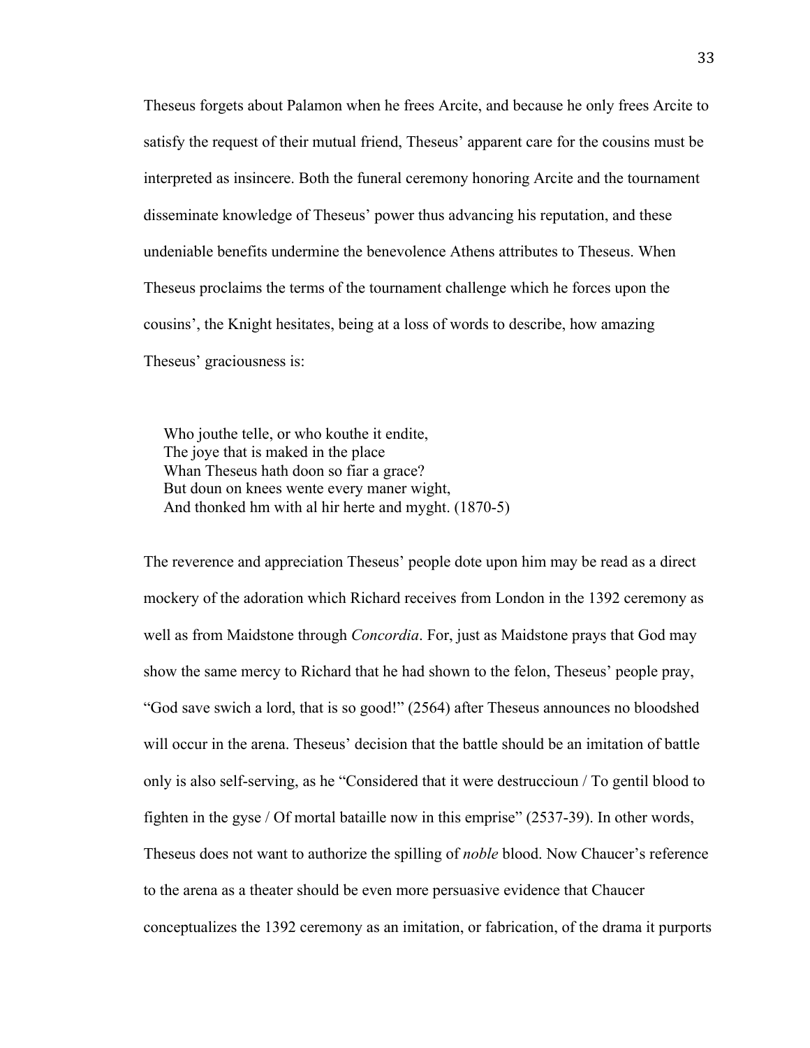Theseus forgets about Palamon when he frees Arcite, and because he only frees Arcite to satisfy the request of their mutual friend, Theseus' apparent care for the cousins must be interpreted as insincere. Both the funeral ceremony honoring Arcite and the tournament disseminate knowledge of Theseus' power thus advancing his reputation, and these undeniable benefits undermine the benevolence Athens attributes to Theseus. When Theseus proclaims the terms of the tournament challenge which he forces upon the cousins', the Knight hesitates, being at a loss of words to describe, how amazing Theseus' graciousness is:

> Who jouthe telle, or who kouthe it endite,
> The joye that is maked in the place
> Whan Theseus hath doon so fiar a grace?
> But doun on knees wente every maner wight,
> And thonked hm with al hir herte and myght. (1870-5)

The reverence and appreciation Theseus' people dote upon him may be read as a direct mockery of the adoration which Richard receives from London in the 1392 ceremony as well as from Maidstone through *Concordia*. For, just as Maidstone prays that God may show the same mercy to Richard that he had shown to the felon, Theseus' people pray, "God save swich a lord, that is so good!" (2564) after Theseus announces no bloodshed will occur in the arena. Theseus' decision that the battle should be an imitation of battle only is also self-serving, as he "Considered that it were destruccioun / To gentil blood to fighten in the gyse / Of mortal bataille now in this emprise" (2537-39). In other words, Theseus does not want to authorize the spilling of *noble* blood. Now Chaucer's reference to the arena as a theater should be even more persuasive evidence that Chaucer conceptualizes the 1392 ceremony as an imitation, or fabrication, of the drama it purports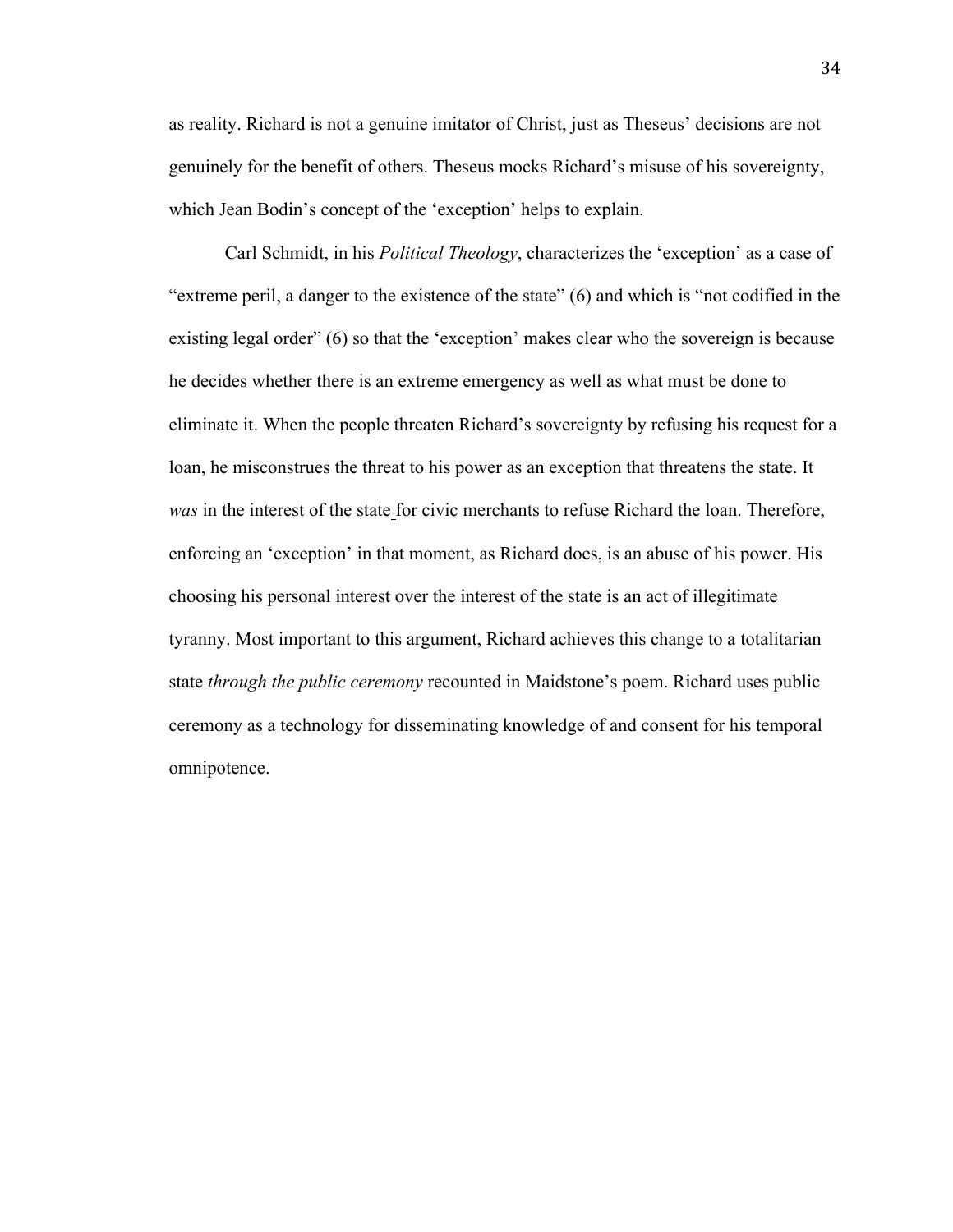as reality. Richard is not a genuine imitator of Christ, just as Theseus' decisions are not genuinely for the benefit of others. Theseus mocks Richard's misuse of his sovereignty, which Jean Bodin's concept of the 'exception' helps to explain.

Carl Schmidt, in his *Political Theology*, characterizes the 'exception' as a case of "extreme peril, a danger to the existence of the state" (6) and which is "not codified in the existing legal order" (6) so that the 'exception' makes clear who the sovereign is because he decides whether there is an extreme emergency as well as what must be done to eliminate it. When the people threaten Richard's sovereignty by refusing his request for a loan, he misconstrues the threat to his power as an exception that threatens the state. It *was* in the interest of the state for civic merchants to refuse Richard the loan. Therefore, enforcing an 'exception' in that moment, as Richard does, is an abuse of his power. His choosing his personal interest over the interest of the state is an act of illegitimate tyranny. Most important to this argument, Richard achieves this change to a totalitarian state *through the public ceremony* recounted in Maidstone's poem. Richard uses public ceremony as a technology for disseminating knowledge of and consent for his temporal omnipotence.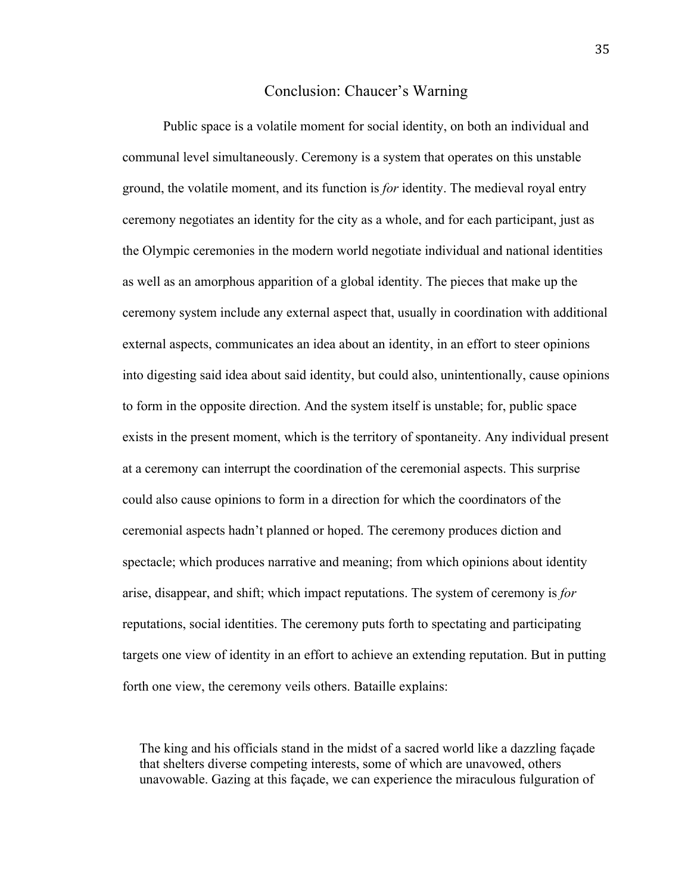## Conclusion: Chaucer's Warning

Public space is a volatile moment for social identity, on both an individual and communal level simultaneously. Ceremony is a system that operates on this unstable ground, the volatile moment, and its function is *for* identity. The medieval royal entry ceremony negotiates an identity for the city as a whole, and for each participant, just as the Olympic ceremonies in the modern world negotiate individual and national identities as well as an amorphous apparition of a global identity. The pieces that make up the ceremony system include any external aspect that, usually in coordination with additional external aspects, communicates an idea about an identity, in an effort to steer opinions into digesting said idea about said identity, but could also, unintentionally, cause opinions to form in the opposite direction. And the system itself is unstable; for, public space exists in the present moment, which is the territory of spontaneity. Any individual present at a ceremony can interrupt the coordination of the ceremonial aspects. This surprise could also cause opinions to form in a direction for which the coordinators of the ceremonial aspects hadn't planned or hoped. The ceremony produces diction and spectacle; which produces narrative and meaning; from which opinions about identity arise, disappear, and shift; which impact reputations. The system of ceremony is *for* reputations, social identities. The ceremony puts forth to spectating and participating targets one view of identity in an effort to achieve an extending reputation. But in putting forth one view, the ceremony veils others. Bataille explains:

> The king and his officials stand in the midst of a sacred world like a dazzling façade that shelters diverse competing interests, some of which are unavowed, others unavowable. Gazing at this façade, we can experience the miraculous fulguration of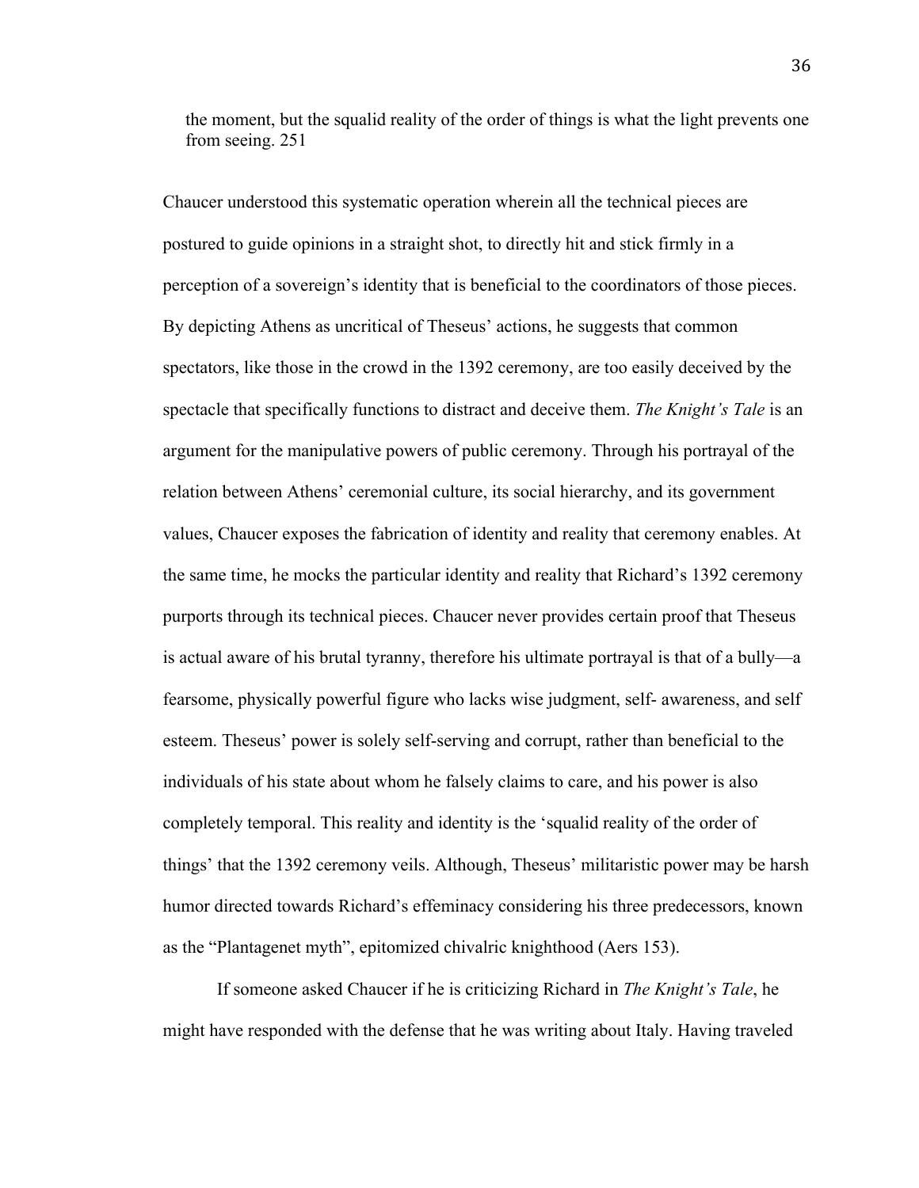> the moment, but the squalid reality of the order of things is what the light prevents one from seeing. 251

Chaucer understood this systematic operation wherein all the technical pieces are postured to guide opinions in a straight shot, to directly hit and stick firmly in a perception of a sovereign's identity that is beneficial to the coordinators of those pieces. By depicting Athens as uncritical of Theseus' actions, he suggests that common spectators, like those in the crowd in the 1392 ceremony, are too easily deceived by the spectacle that specifically functions to distract and deceive them. *The Knight's Tale* is an argument for the manipulative powers of public ceremony. Through his portrayal of the relation between Athens' ceremonial culture, its social hierarchy, and its government values, Chaucer exposes the fabrication of identity and reality that ceremony enables. At the same time, he mocks the particular identity and reality that Richard's 1392 ceremony purports through its technical pieces. Chaucer never provides certain proof that Theseus is actual aware of his brutal tyranny, therefore his ultimate portrayal is that of a bully—a fearsome, physically powerful figure who lacks wise judgment, self- awareness, and self esteem. Theseus' power is solely self-serving and corrupt, rather than beneficial to the individuals of his state about whom he falsely claims to care, and his power is also completely temporal. This reality and identity is the 'squalid reality of the order of things' that the 1392 ceremony veils. Although, Theseus' militaristic power may be harsh humor directed towards Richard's effeminacy considering his three predecessors, known as the "Plantagenet myth", epitomized chivalric knighthood (Aers 153).

If someone asked Chaucer if he is criticizing Richard in *The Knight's Tale*, he might have responded with the defense that he was writing about Italy. Having traveled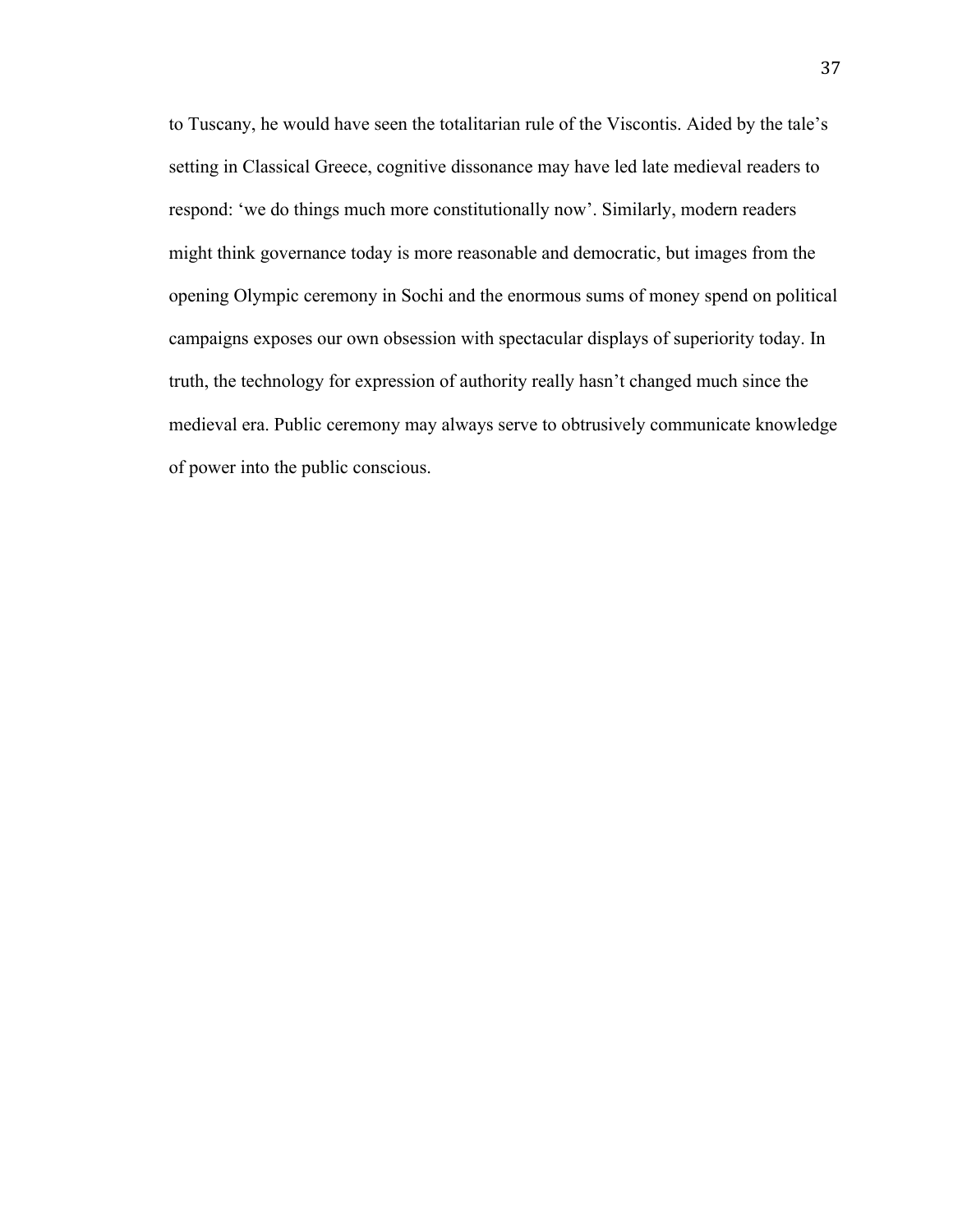to Tuscany, he would have seen the totalitarian rule of the Viscontis. Aided by the tale's setting in Classical Greece, cognitive dissonance may have led late medieval readers to respond: 'we do things much more constitutionally now'. Similarly, modern readers might think governance today is more reasonable and democratic, but images from the opening Olympic ceremony in Sochi and the enormous sums of money spend on political campaigns exposes our own obsession with spectacular displays of superiority today. In truth, the technology for expression of authority really hasn't changed much since the medieval era. Public ceremony may always serve to obtrusively communicate knowledge of power into the public conscious.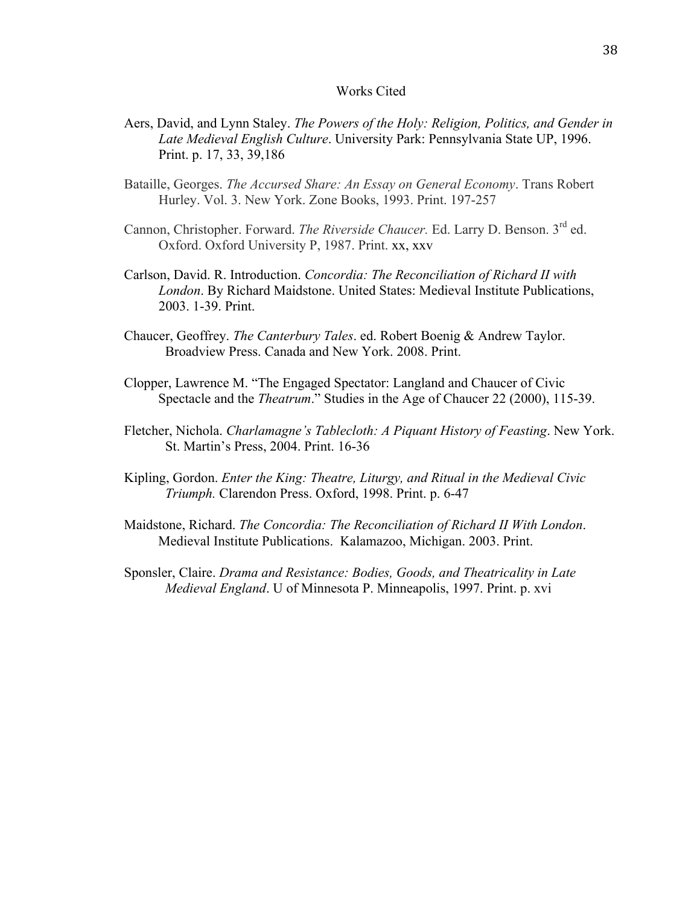# Works Cited

Aers, David, and Lynn Staley. *The Powers of the Holy: Religion, Politics, and Gender in Late Medieval English Culture*. University Park: Pennsylvania State UP, 1996. Print. p. 17, 33, 39,186

Bataille, Georges. *The Accursed Share: An Essay on General Economy*. Trans Robert Hurley. Vol. 3. New York. Zone Books, 1993. Print. 197-257

Cannon, Christopher. Forward. *The Riverside Chaucer.* Ed. Larry D. Benson. 3rd ed. Oxford. Oxford University P, 1987. Print. xx, xxv

Carlson, David. R. Introduction. *Concordia: The Reconciliation of Richard II with London*. By Richard Maidstone. United States: Medieval Institute Publications, 2003. 1-39. Print.

Chaucer, Geoffrey. *The Canterbury Tales*. ed. Robert Boenig & Andrew Taylor. Broadview Press. Canada and New York. 2008. Print.

Clopper, Lawrence M. "The Engaged Spectator: Langland and Chaucer of Civic Spectacle and the *Theatrum*." Studies in the Age of Chaucer 22 (2000), 115-39.

Fletcher, Nichola. *Charlamagne's Tablecloth: A Piquant History of Feasting*. New York. St. Martin's Press, 2004. Print. 16-36

Kipling, Gordon. *Enter the King: Theatre, Liturgy, and Ritual in the Medieval Civic Triumph.* Clarendon Press. Oxford, 1998. Print. p. 6-47

Maidstone, Richard. *The Concordia: The Reconciliation of Richard II With London*. Medieval Institute Publications. Kalamazoo, Michigan. 2003. Print.

Sponsler, Claire. *Drama and Resistance: Bodies, Goods, and Theatricality in Late Medieval England*. U of Minnesota P. Minneapolis, 1997. Print. p. xvi